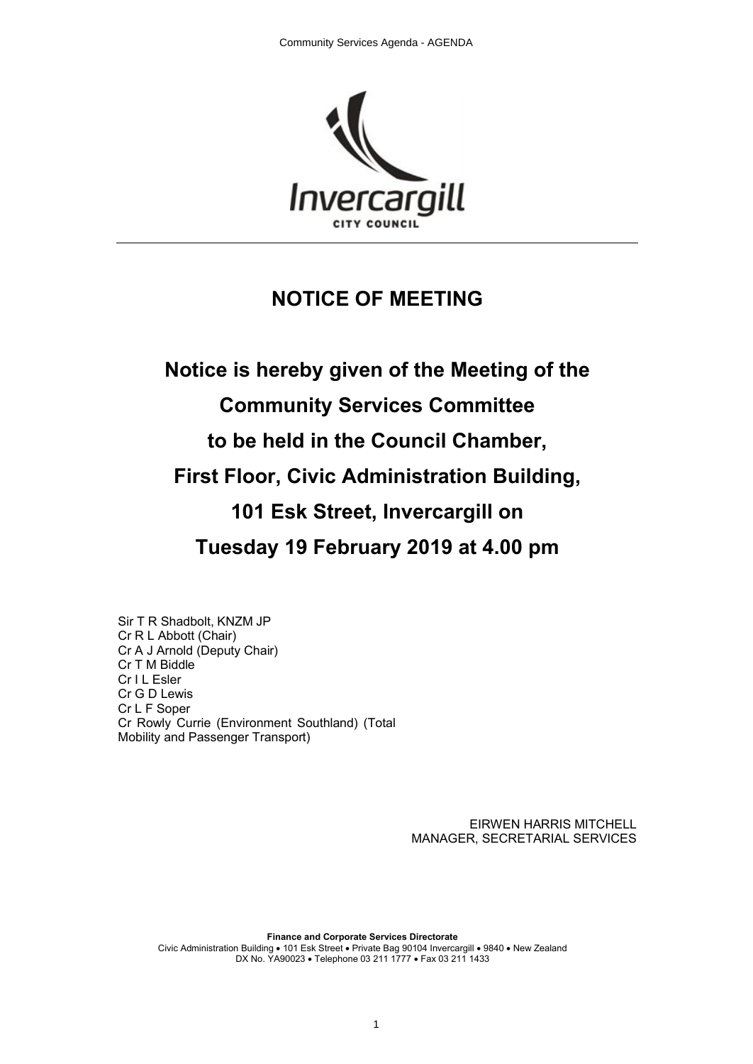# NOTICE OF MEETING

## Notice is hereby given of the Meeting of the Community Services Committee to be held in the Council Chamber, First Floor, Civic Administration Building, 101 Esk Street, Invercargill on Tuesday 19 February 2019 at 4.00 pm

Sir T R Shadbolt, KNZM JP
Cr R L Abbott (Chair)
Cr A J Arnold (Deputy Chair)
Cr T M Biddle
Cr I L Esler
Cr G D Lewis
Cr L F Soper
Cr Rowly Currie (Environment Southland) (Total Mobility and Passenger Transport)

EIRWEN HARRIS MITCHELL
MANAGER, SECRETARIAL SERVICES

**Finance and Corporate Services Directorate**
Civic Administration Building • 101 Esk Street • Private Bag 90104 Invercargill • 9840 • New Zealand
DX No. YA90023 • Telephone 03 211 1777 • Fax 03 211 1433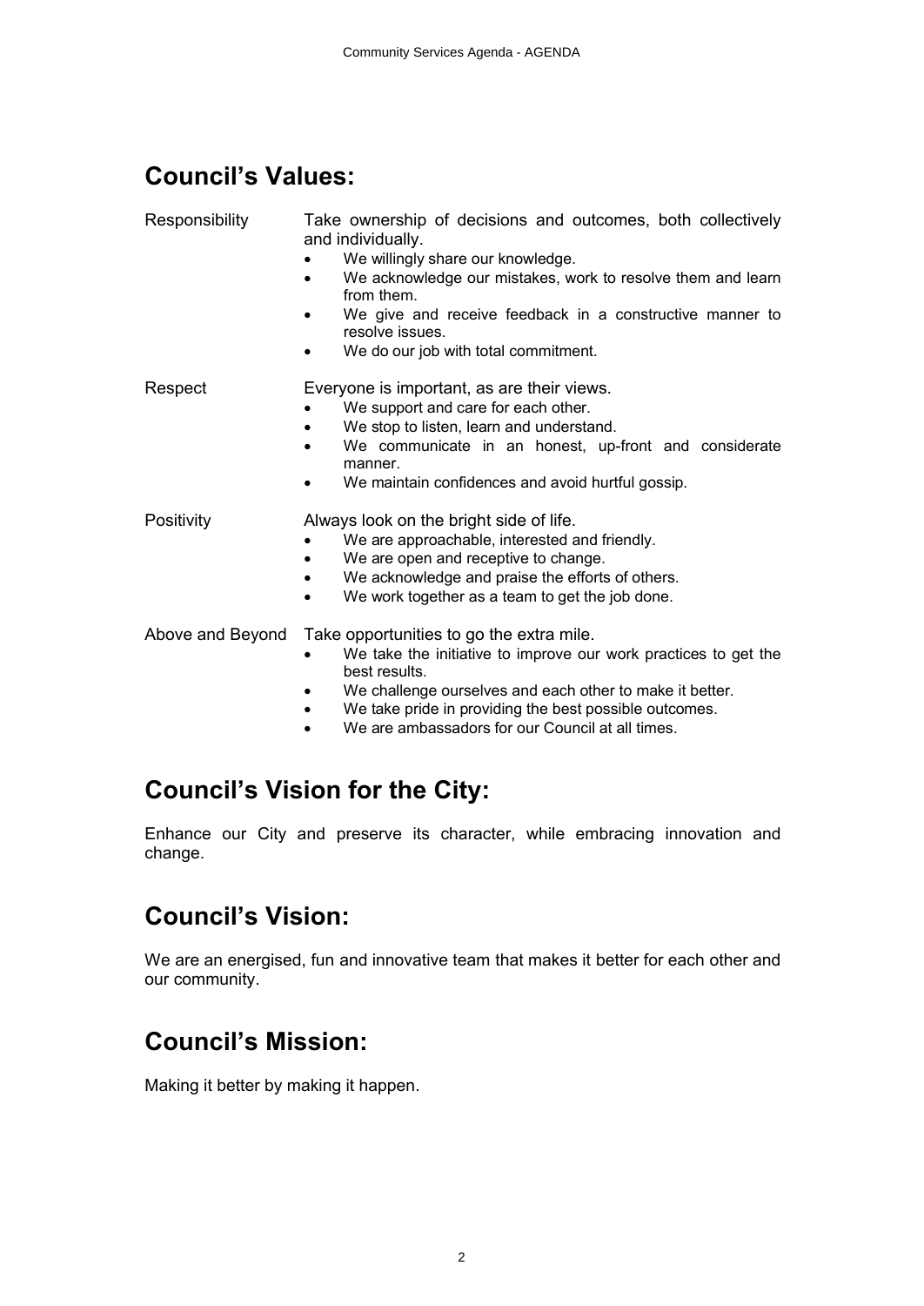## Council's Values:

Responsibility

Take ownership of decisions and outcomes, both collectively and individually.

- We willingly share our knowledge.
- We acknowledge our mistakes, work to resolve them and learn from them.
- We give and receive feedback in a constructive manner to resolve issues.
- We do our job with total commitment.

Respect

Everyone is important, as are their views.

- We support and care for each other.
- We stop to listen, learn and understand.
- We communicate in an honest, up-front and considerate manner.
- We maintain confidences and avoid hurtful gossip.

Positivity

Always look on the bright side of life.

- We are approachable, interested and friendly.
- We are open and receptive to change.
- We acknowledge and praise the efforts of others.
- We work together as a team to get the job done.

Above and Beyond

Take opportunities to go the extra mile.

- We take the initiative to improve our work practices to get the best results.
- We challenge ourselves and each other to make it better.
- We take pride in providing the best possible outcomes.
- We are ambassadors for our Council at all times.

## Council's Vision for the City:

Enhance our City and preserve its character, while embracing innovation and change.

## Council's Vision:

We are an energised, fun and innovative team that makes it better for each other and our community.

## Council's Mission:

Making it better by making it happen.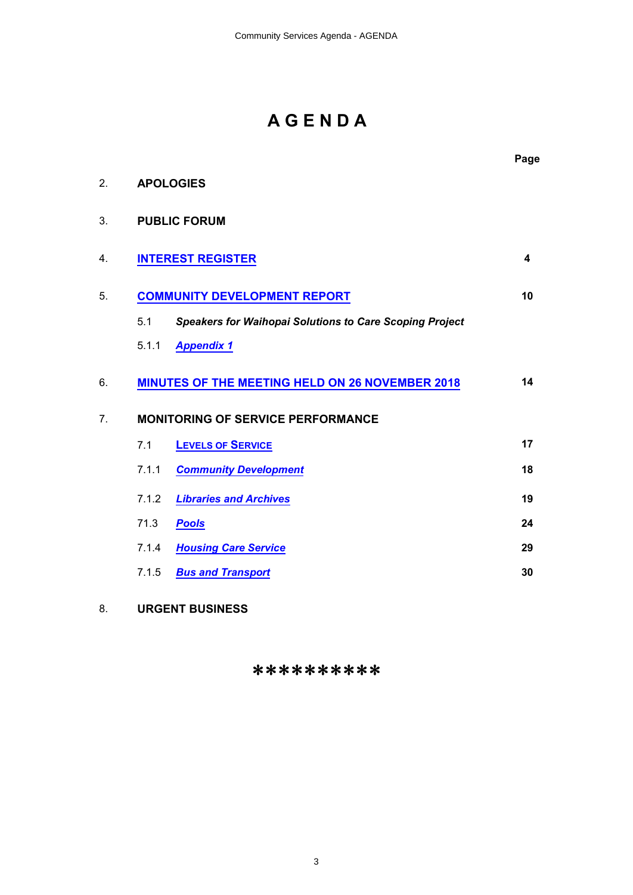# AGENDA

| | | Page |
|---|---|---|
| 2. | **APOLOGIES** | |
| 3. | **PUBLIC FORUM** | |
| 4. | **INTEREST REGISTER** | **4** |
| 5. | **COMMUNITY DEVELOPMENT REPORT** | **10** |
| 5.1 | ***Speakers for Waihopai Solutions to Care Scoping Project*** | |
| 5.1.1 | ***Appendix 1*** | |
| 6. | **MINUTES OF THE MEETING HELD ON 26 NOVEMBER 2018** | **14** |
| 7. | **MONITORING OF SERVICE PERFORMANCE** | |
| 7.1 | **LEVELS OF SERVICE** | **17** |
| 7.1.1 | ***Community Development*** | **18** |
| 7.1.2 | ***Libraries and Archives*** | **19** |
| 71.3 | ***Pools*** | **24** |
| 7.1.4 | ***Housing Care Service*** | **29** |
| 7.1.5 | ***Bus and Transport*** | **30** |
| 8. | **URGENT BUSINESS** | |

**********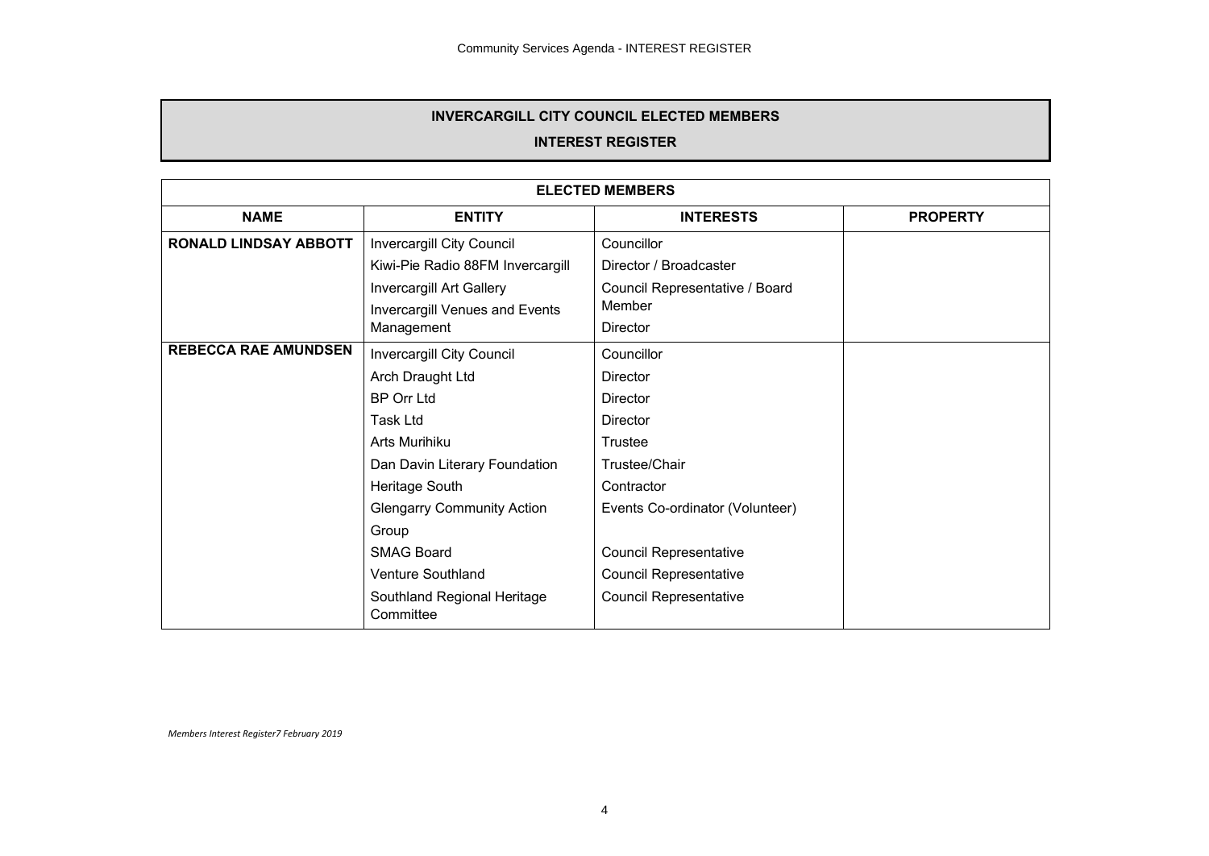## INVERCARGILL CITY COUNCIL ELECTED MEMBERS

## INTEREST REGISTER

| ELECTED MEMBERS | | | |
|---|---|---|---|
| **NAME** | **ENTITY** | **INTERESTS** | **PROPERTY** |
| **RONALD LINDSAY ABBOTT** | Invercargill City Council | Councillor | |
| | Kiwi-Pie Radio 88FM Invercargill | Director / Broadcaster | |
| | Invercargill Art Gallery | Council Representative / Board Member | |
| | Invercargill Venues and Events Management | Director | |
| **REBECCA RAE AMUNDSEN** | Invercargill City Council | Councillor | |
| | Arch Draught Ltd | Director | |
| | BP Orr Ltd | Director | |
| | Task Ltd | Director | |
| | Arts Murihiku | Trustee | |
| | Dan Davin Literary Foundation | Trustee/Chair | |
| | Heritage South | Contractor | |
| | Glengarry Community Action Group | Events Co-ordinator (Volunteer) | |
| | SMAG Board | Council Representative | |
| | Venture Southland | Council Representative | |
| | Southland Regional Heritage Committee | Council Representative | |

*Members Interest Register7 February 2019*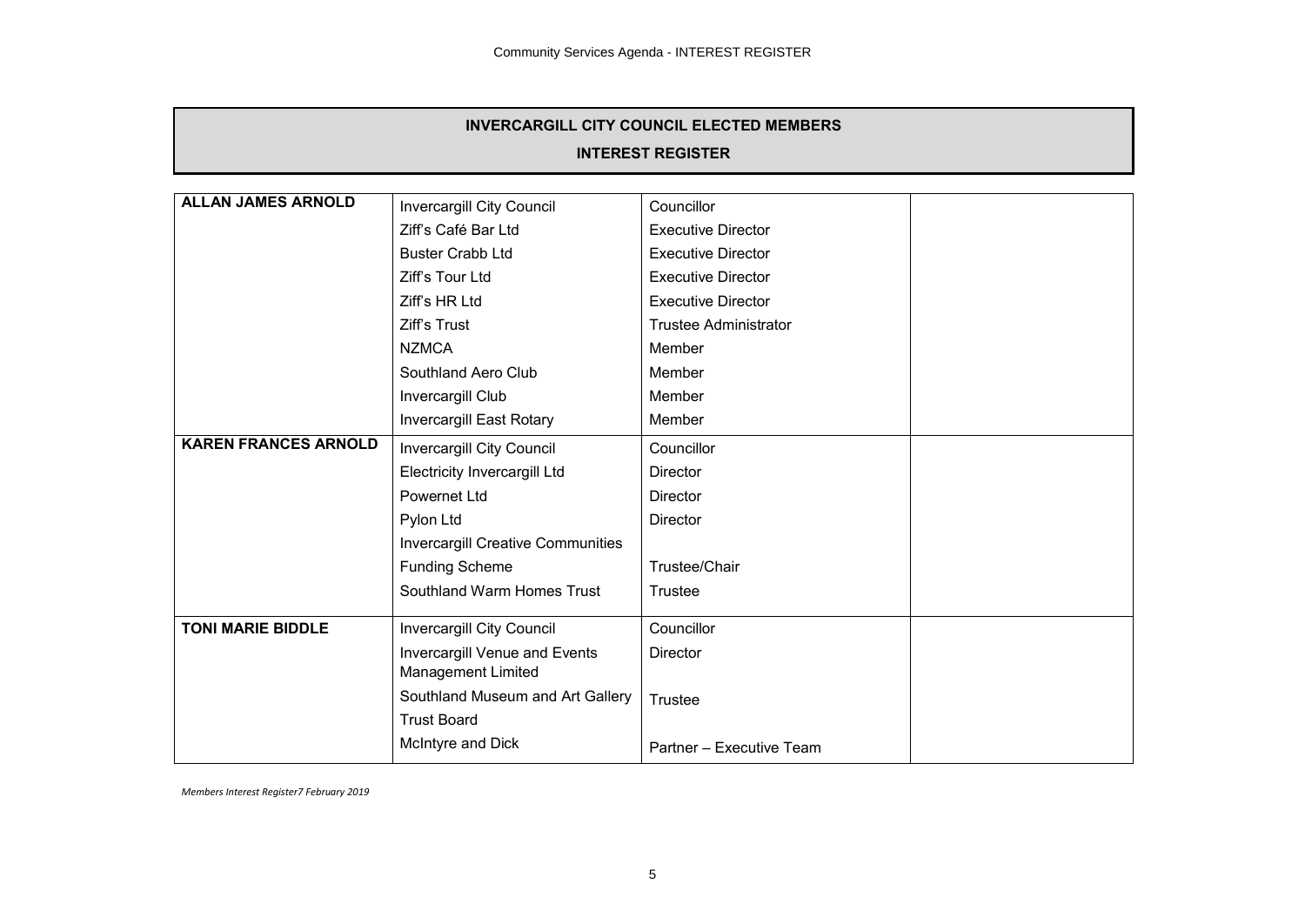# INVERCARGILL CITY COUNCIL ELECTED MEMBERS

## INTEREST REGISTER

| | | | |
|---|---|---|---|
| **ALLAN JAMES ARNOLD** | Invercargill City Council | Councillor | |
| | Ziff's Café Bar Ltd | Executive Director | |
| | Buster Crabb Ltd | Executive Director | |
| | Ziff's Tour Ltd | Executive Director | |
| | Ziff's HR Ltd | Executive Director | |
| | Ziff's Trust | Trustee Administrator | |
| | NZMCA | Member | |
| | Southland Aero Club | Member | |
| | Invercargill Club | Member | |
| | Invercargill East Rotary | Member | |
| **KAREN FRANCES ARNOLD** | Invercargill City Council | Councillor | |
| | Electricity Invercargill Ltd | Director | |
| | Powernet Ltd | Director | |
| | Pylon Ltd | Director | |
| | Invercargill Creative Communities Funding Scheme | Trustee/Chair | |
| | Southland Warm Homes Trust | Trustee | |
| **TONI MARIE BIDDLE** | Invercargill City Council | Councillor | |
| | Invercargill Venue and Events Management Limited | Director | |
| | Southland Museum and Art Gallery Trust Board | Trustee | |
| | McIntyre and Dick | Partner – Executive Team | |

*Members Interest Register7 February 2019*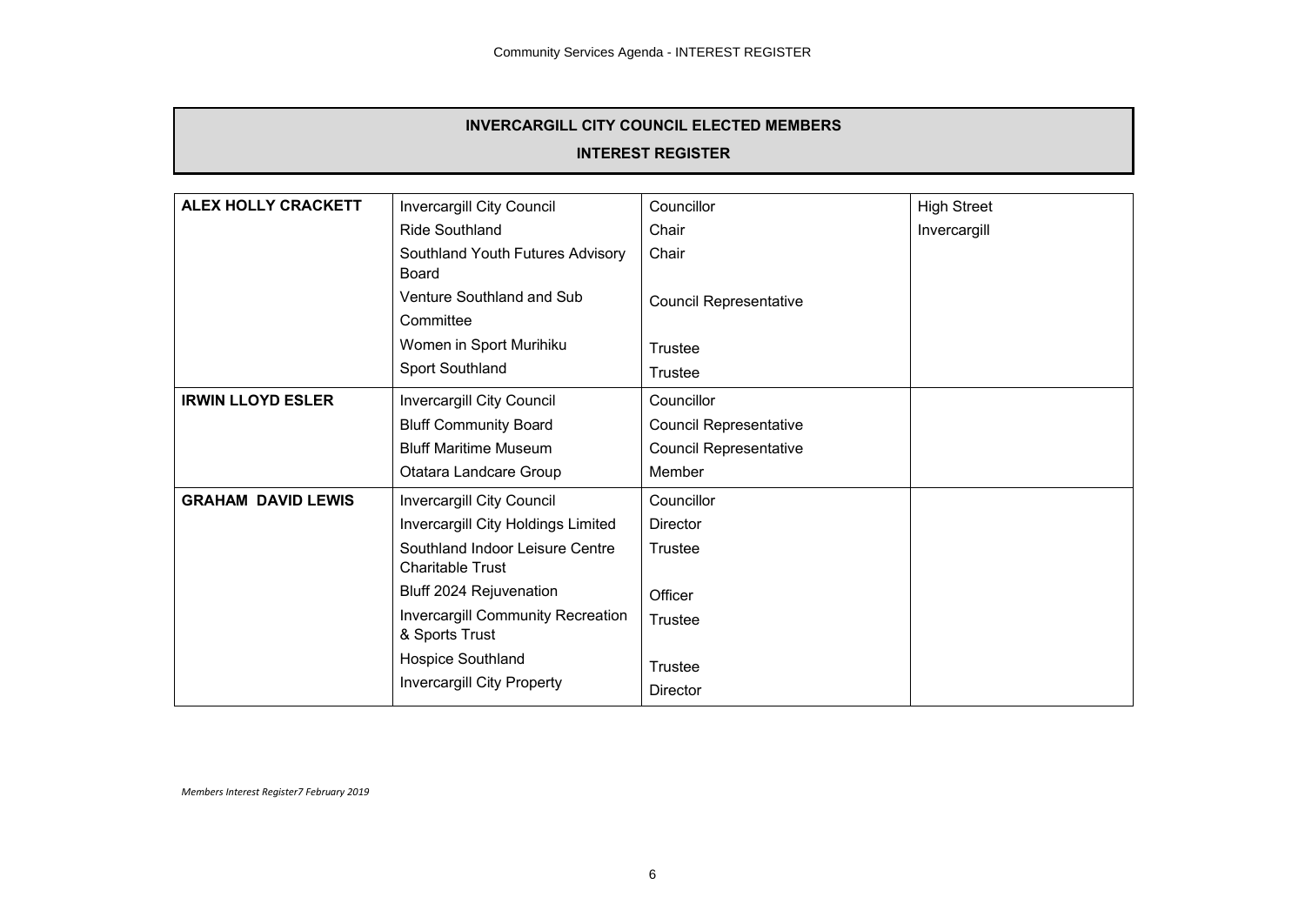**INVERCARGILL CITY COUNCIL ELECTED MEMBERS**

**INTEREST REGISTER**

| | | | |
|---|---|---|---|
| **ALEX HOLLY CRACKETT** | Invercargill City Council | Councillor | High Street |
| | Ride Southland | Chair | Invercargill |
| | Southland Youth Futures Advisory Board | Chair | |
| | Venture Southland and Sub Committee | Council Representative | |
| | Women in Sport Murihiku | Trustee | |
| | Sport Southland | Trustee | |
| **IRWIN LLOYD ESLER** | Invercargill City Council | Councillor | |
| | Bluff Community Board | Council Representative | |
| | Bluff Maritime Museum | Council Representative | |
| | Otatara Landcare Group | Member | |
| **GRAHAM DAVID LEWIS** | Invercargill City Council | Councillor | |
| | Invercargill City Holdings Limited | Director | |
| | Southland Indoor Leisure Centre Charitable Trust | Trustee | |
| | Bluff 2024 Rejuvenation | Officer | |
| | Invercargill Community Recreation & Sports Trust | Trustee | |
| | Hospice Southland | Trustee | |
| | Invercargill City Property | Director | |

*Members Interest Register7 February 2019*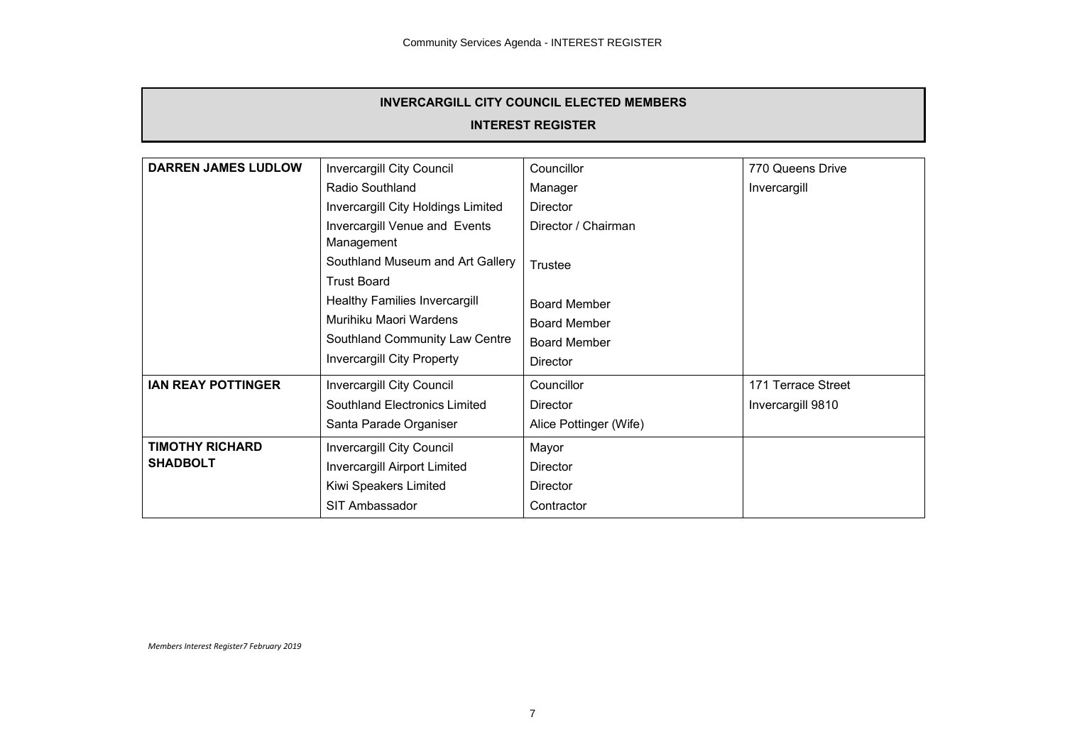**INVERCARGILL CITY COUNCIL ELECTED MEMBERS**

**INTEREST REGISTER**

| | | | |
|---|---|---|---|
| **DARREN JAMES LUDLOW** | Invercargill City Council | Councillor | 770 Queens Drive |
| | Radio Southland | Manager | Invercargill |
| | Invercargill City Holdings Limited | Director | |
| | Invercargill Venue and Events Management | Director / Chairman | |
| | Southland Museum and Art Gallery Trust Board | Trustee | |
| | Healthy Families Invercargill | Board Member | |
| | Murihiku Maori Wardens | Board Member | |
| | Southland Community Law Centre | Board Member | |
| | Invercargill City Property | Director | |
| **IAN REAY POTTINGER** | Invercargill City Council | Councillor | 171 Terrace Street |
| | Southland Electronics Limited | Director | Invercargill 9810 |
| | Santa Parade Organiser | Alice Pottinger (Wife) | |
| **TIMOTHY RICHARD SHADBOLT** | Invercargill City Council | Mayor | |
| | Invercargill Airport Limited | Director | |
| | Kiwi Speakers Limited | Director | |
| | SIT Ambassador | Contractor | |

*Members Interest Register7 February 2019*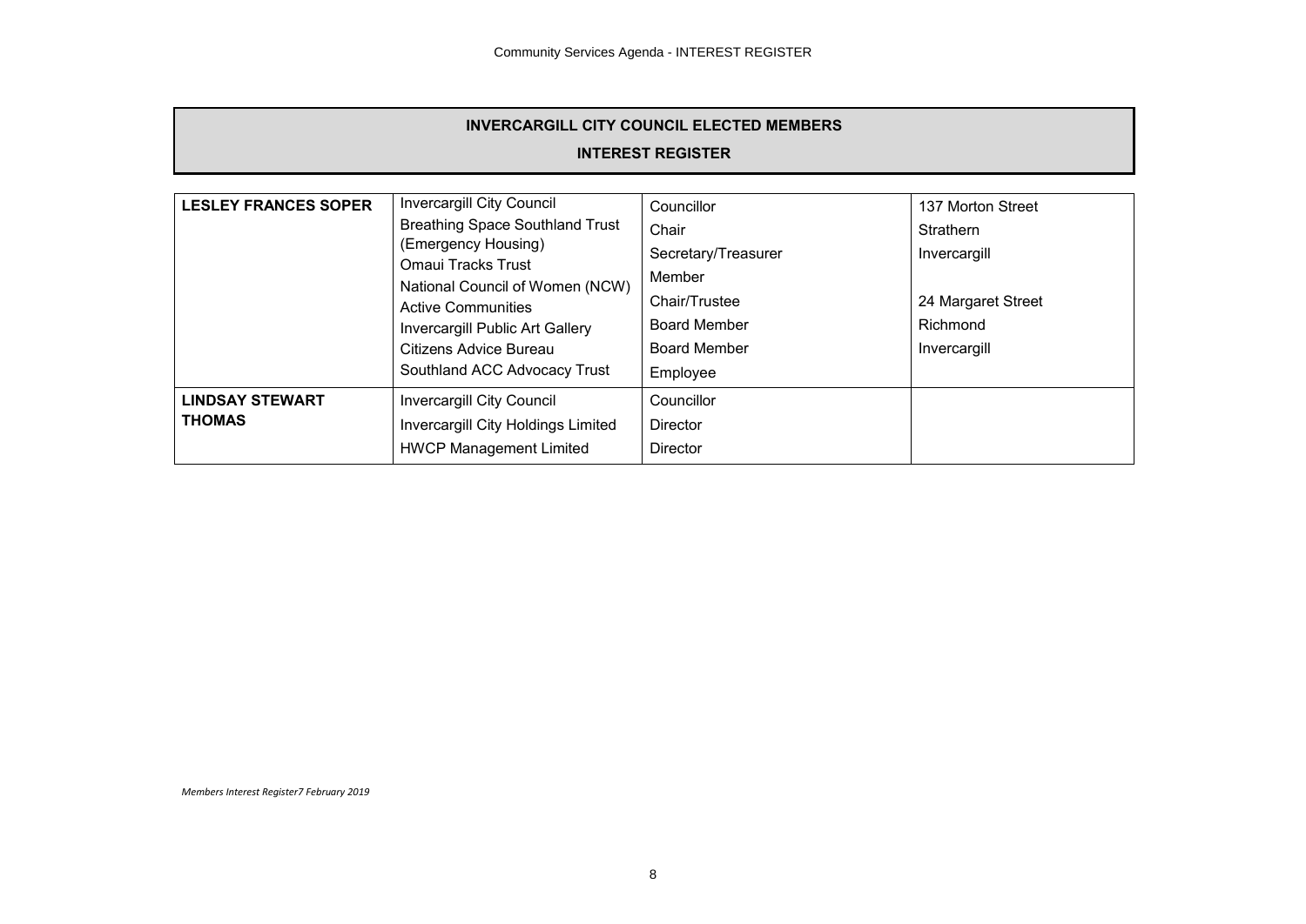**INVERCARGILL CITY COUNCIL ELECTED MEMBERS**

**INTEREST REGISTER**

| | | | |
|---|---|---|---|
| **LESLEY FRANCES SOPER** | Invercargill City Council<br>Breathing Space Southland Trust (Emergency Housing)<br>Omaui Tracks Trust<br>National Council of Women (NCW)<br>Active Communities<br>Invercargill Public Art Gallery<br>Citizens Advice Bureau<br>Southland ACC Advocacy Trust | Councillor<br>Chair<br>Secretary/Treasurer<br>Member<br>Chair/Trustee<br>Board Member<br>Board Member<br>Employee | 137 Morton Street<br>Strathern<br>Invercargill<br><br>24 Margaret Street<br>Richmond<br>Invercargill |
| **LINDSAY STEWART THOMAS** | Invercargill City Council<br>Invercargill City Holdings Limited<br>HWCP Management Limited | Councillor<br>Director<br>Director | |

*Members Interest Register7 February 2019*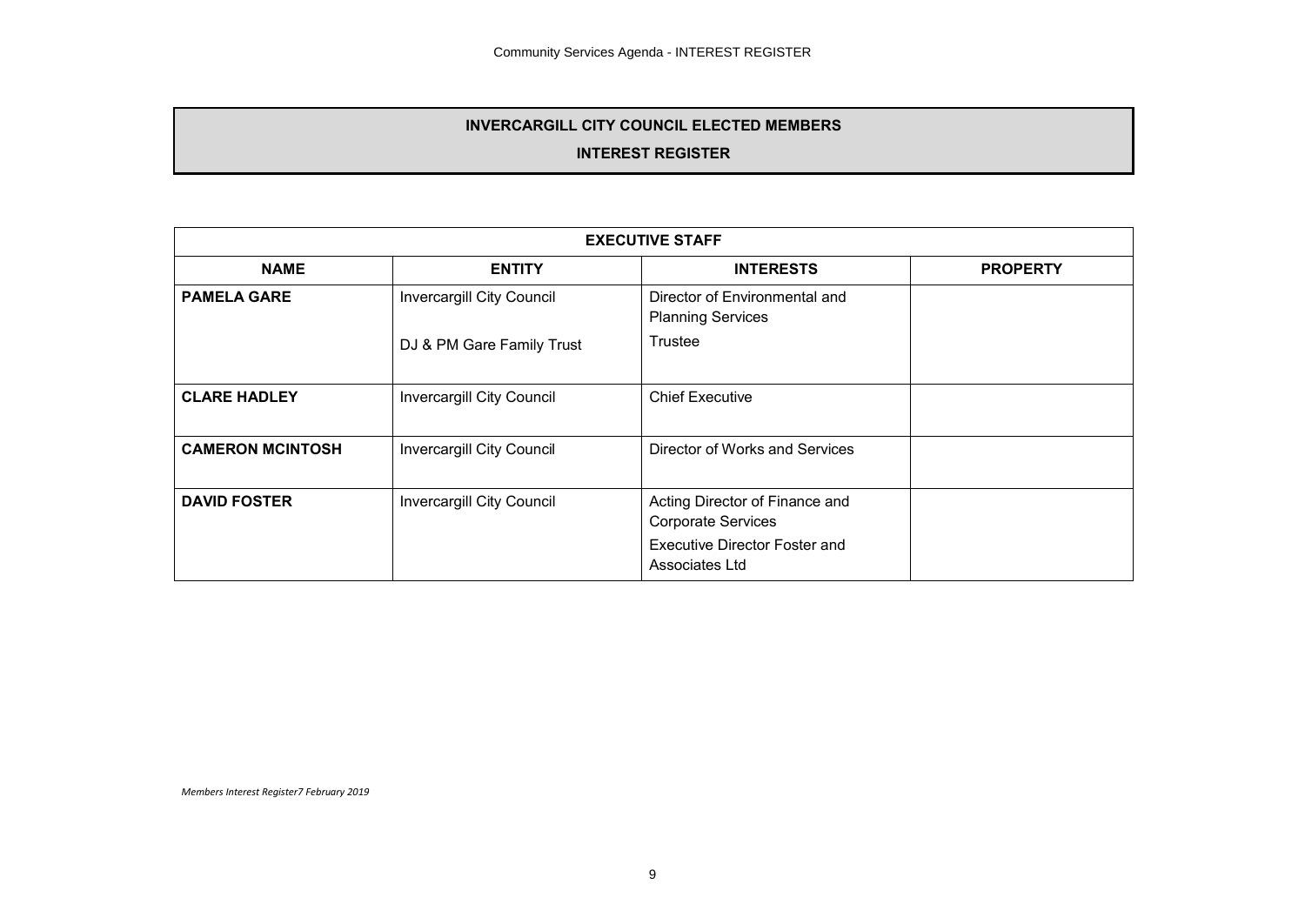# INVERCARGILL CITY COUNCIL ELECTED MEMBERS

## INTEREST REGISTER

| EXECUTIVE STAFF | | | |
|---|---|---|---|
| **NAME** | **ENTITY** | **INTERESTS** | **PROPERTY** |
| **PAMELA GARE** | Invercargill City Council<br><br>DJ & PM Gare Family Trust | Director of Environmental and Planning Services<br><br>Trustee | |
| **CLARE HADLEY** | Invercargill City Council | Chief Executive | |
| **CAMERON MCINTOSH** | Invercargill City Council | Director of Works and Services | |
| **DAVID FOSTER** | Invercargill City Council | Acting Director of Finance and Corporate Services<br><br>Executive Director Foster and Associates Ltd | |

*Members Interest Register7 February 2019*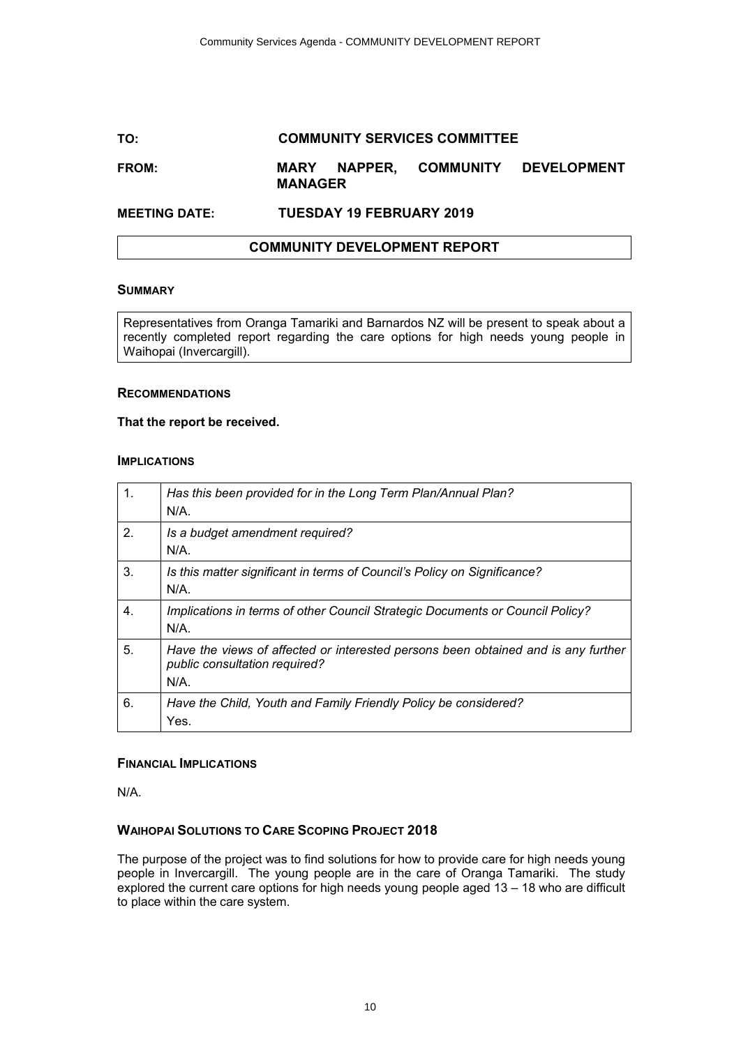**TO:** **COMMUNITY SERVICES COMMITTEE**

**FROM:** **MARY NAPPER, COMMUNITY DEVELOPMENT MANAGER**

**MEETING DATE:** **TUESDAY 19 FEBRUARY 2019**

## COMMUNITY DEVELOPMENT REPORT

### SUMMARY

Representatives from Oranga Tamariki and Barnardos NZ will be present to speak about a recently completed report regarding the care options for high needs young people in Waihopai (Invercargill).

### RECOMMENDATIONS

**That the report be received.**

### IMPLICATIONS

| | |
|---|---|
| 1. | *Has this been provided for in the Long Term Plan/Annual Plan?*<br>N/A. |
| 2. | *Is a budget amendment required?*<br>N/A. |
| 3. | *Is this matter significant in terms of Council's Policy on Significance?*<br>N/A. |
| 4. | *Implications in terms of other Council Strategic Documents or Council Policy?*<br>N/A. |
| 5. | *Have the views of affected or interested persons been obtained and is any further public consultation required?*<br>N/A. |
| 6. | *Have the Child, Youth and Family Friendly Policy be considered?*<br>Yes. |

### FINANCIAL IMPLICATIONS

N/A.

### WAIHOPAI SOLUTIONS TO CARE SCOPING PROJECT 2018

The purpose of the project was to find solutions for how to provide care for high needs young people in Invercargill. The young people are in the care of Oranga Tamariki. The study explored the current care options for high needs young people aged 13 – 18 who are difficult to place within the care system.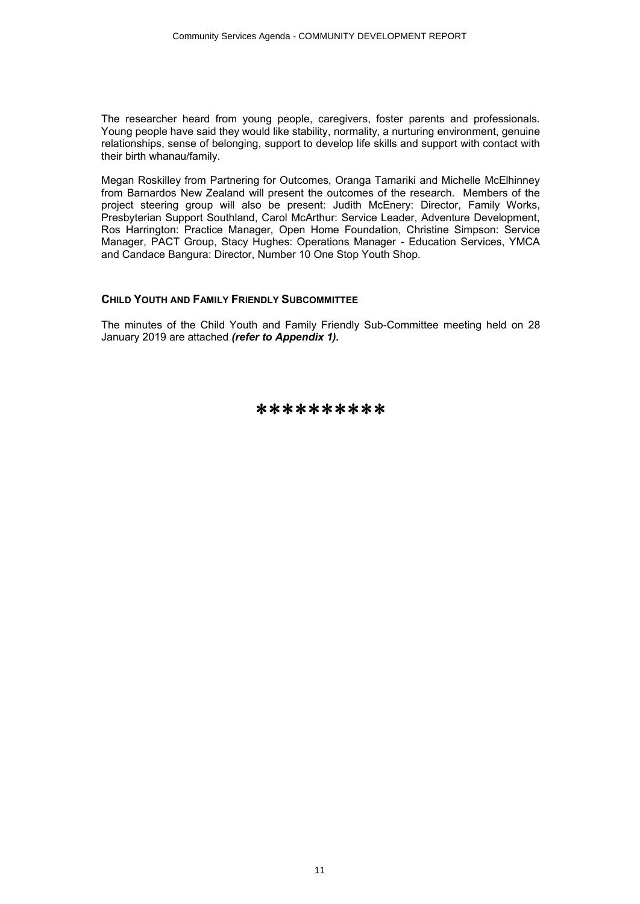The researcher heard from young people, caregivers, foster parents and professionals. Young people have said they would like stability, normality, a nurturing environment, genuine relationships, sense of belonging, support to develop life skills and support with contact with their birth whanau/family.

Megan Roskilley from Partnering for Outcomes, Oranga Tamariki and Michelle McElhinney from Barnardos New Zealand will present the outcomes of the research. Members of the project steering group will also be present: Judith McEnery: Director, Family Works, Presbyterian Support Southland, Carol McArthur: Service Leader, Adventure Development, Ros Harrington: Practice Manager, Open Home Foundation, Christine Simpson: Service Manager, PACT Group, Stacy Hughes: Operations Manager - Education Services, YMCA and Candace Bangura: Director, Number 10 One Stop Youth Shop.

### CHILD YOUTH AND FAMILY FRIENDLY SUBCOMMITTEE

The minutes of the Child Youth and Family Friendly Sub-Committee meeting held on 28 January 2019 are attached ***(refer to Appendix 1).***

**********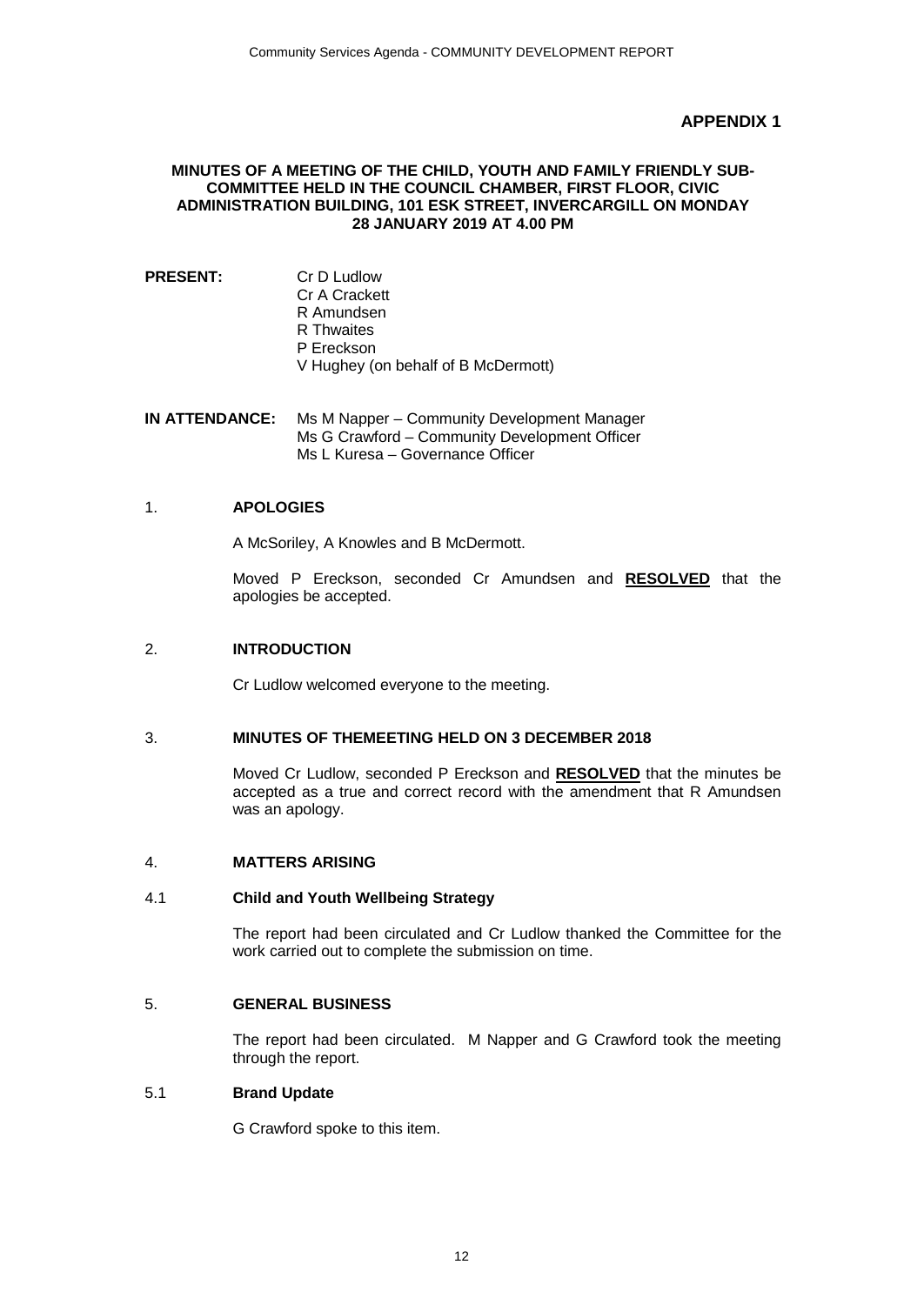**APPENDIX 1**

**MINUTES OF A MEETING OF THE CHILD, YOUTH AND FAMILY FRIENDLY SUB-COMMITTEE HELD IN THE COUNCIL CHAMBER, FIRST FLOOR, CIVIC ADMINISTRATION BUILDING, 101 ESK STREET, INVERCARGILL ON MONDAY 28 JANUARY 2019 AT 4.00 PM**

**PRESENT:** Cr D Ludlow
Cr A Crackett
R Amundsen
R Thwaites
P Ereckson
V Hughey (on behalf of B McDermott)

**IN ATTENDANCE:** Ms M Napper – Community Development Manager
Ms G Crawford – Community Development Officer
Ms L Kuresa – Governance Officer

1. **APOLOGIES**

A McSoriley, A Knowles and B McDermott.

Moved P Ereckson, seconded Cr Amundsen and **RESOLVED** that the apologies be accepted.

2. **INTRODUCTION**

Cr Ludlow welcomed everyone to the meeting.

3. **MINUTES OF THEMEETING HELD ON 3 DECEMBER 2018**

Moved Cr Ludlow, seconded P Ereckson and **RESOLVED** that the minutes be accepted as a true and correct record with the amendment that R Amundsen was an apology.

4. **MATTERS ARISING**

4.1 **Child and Youth Wellbeing Strategy**

The report had been circulated and Cr Ludlow thanked the Committee for the work carried out to complete the submission on time.

5. **GENERAL BUSINESS**

The report had been circulated. M Napper and G Crawford took the meeting through the report.

5.1 **Brand Update**

G Crawford spoke to this item.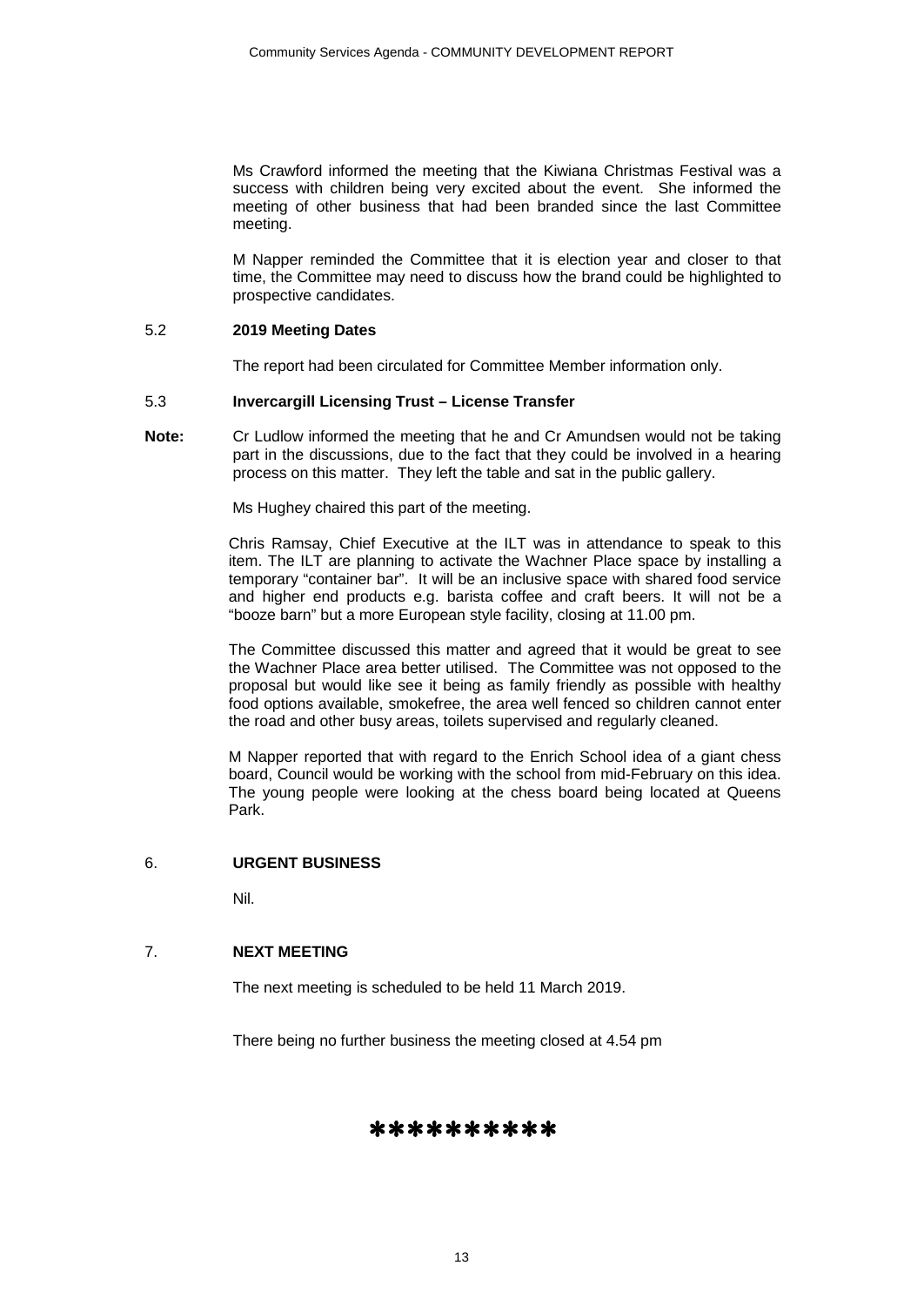Ms Crawford informed the meeting that the Kiwiana Christmas Festival was a success with children being very excited about the event. She informed the meeting of other business that had been branded since the last Committee meeting.

M Napper reminded the Committee that it is election year and closer to that time, the Committee may need to discuss how the brand could be highlighted to prospective candidates.

### 5.2 **2019 Meeting Dates**

The report had been circulated for Committee Member information only.

### 5.3 **Invercargill Licensing Trust – License Transfer**

**Note:** Cr Ludlow informed the meeting that he and Cr Amundsen would not be taking part in the discussions, due to the fact that they could be involved in a hearing process on this matter. They left the table and sat in the public gallery.

Ms Hughey chaired this part of the meeting.

Chris Ramsay, Chief Executive at the ILT was in attendance to speak to this item. The ILT are planning to activate the Wachner Place space by installing a temporary "container bar". It will be an inclusive space with shared food service and higher end products e.g. barista coffee and craft beers. It will not be a "booze barn" but a more European style facility, closing at 11.00 pm.

The Committee discussed this matter and agreed that it would be great to see the Wachner Place area better utilised. The Committee was not opposed to the proposal but would like see it being as family friendly as possible with healthy food options available, smokefree, the area well fenced so children cannot enter the road and other busy areas, toilets supervised and regularly cleaned.

M Napper reported that with regard to the Enrich School idea of a giant chess board, Council would be working with the school from mid-February on this idea. The young people were looking at the chess board being located at Queens Park.

## 6. **URGENT BUSINESS**

Nil.

## 7. **NEXT MEETING**

The next meeting is scheduled to be held 11 March 2019.

There being no further business the meeting closed at 4.54 pm

**********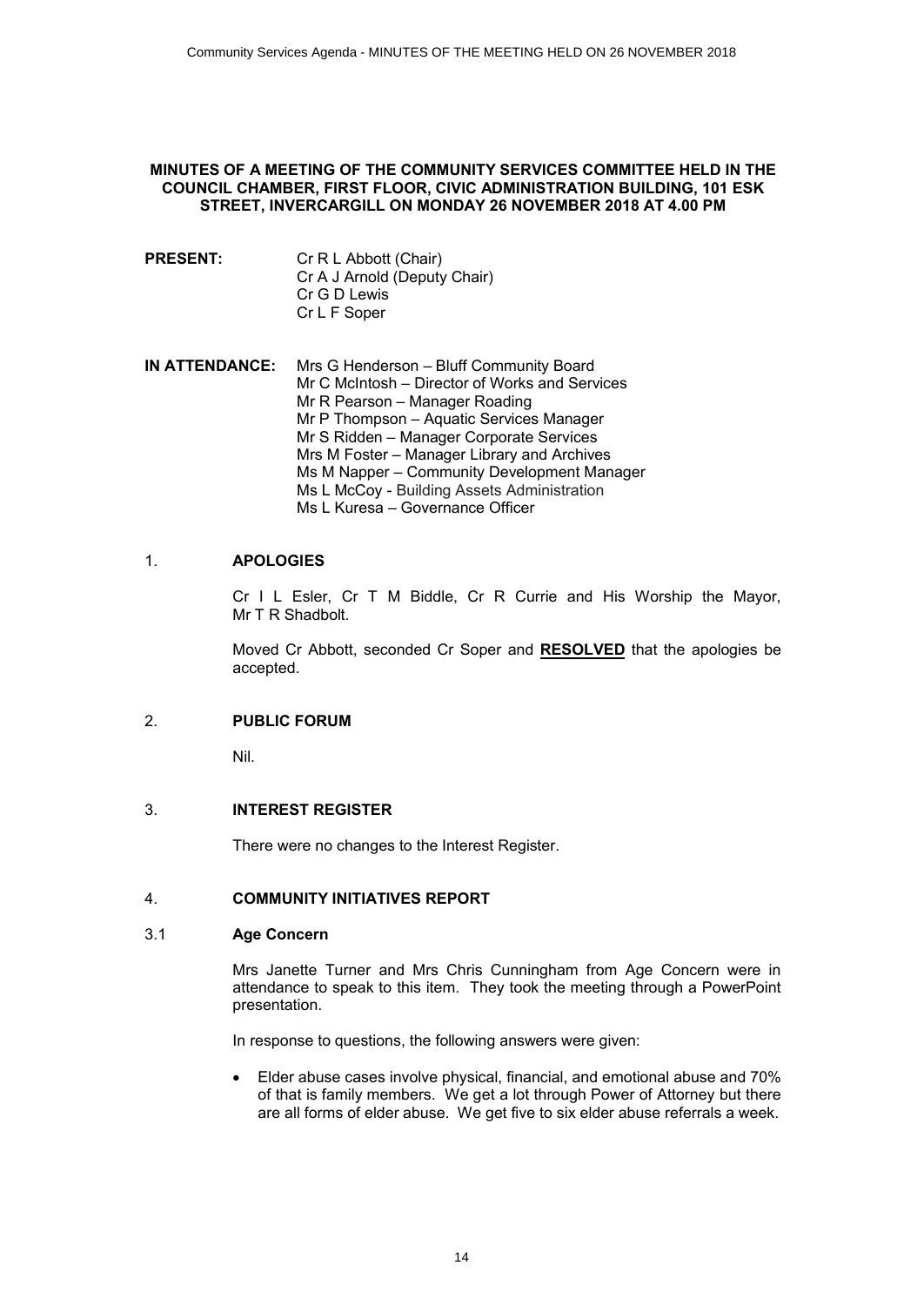**MINUTES OF A MEETING OF THE COMMUNITY SERVICES COMMITTEE HELD IN THE COUNCIL CHAMBER, FIRST FLOOR, CIVIC ADMINISTRATION BUILDING, 101 ESK STREET, INVERCARGILL ON MONDAY 26 NOVEMBER 2018 AT 4.00 PM**

**PRESENT:** Cr R L Abbott (Chair)
Cr A J Arnold (Deputy Chair)
Cr G D Lewis
Cr L F Soper

**IN ATTENDANCE:** Mrs G Henderson – Bluff Community Board
Mr C McIntosh – Director of Works and Services
Mr R Pearson – Manager Roading
Mr P Thompson – Aquatic Services Manager
Mr S Ridden – Manager Corporate Services
Mrs M Foster – Manager Library and Archives
Ms M Napper – Community Development Manager
Ms L McCoy - Building Assets Administration
Ms L Kuresa – Governance Officer

1. **APOLOGIES**

Cr I L Esler, Cr T M Biddle, Cr R Currie and His Worship the Mayor, Mr T R Shadbolt.

Moved Cr Abbott, seconded Cr Soper and **RESOLVED** that the apologies be accepted.

2. **PUBLIC FORUM**

Nil.

3. **INTEREST REGISTER**

There were no changes to the Interest Register.

4. **COMMUNITY INITIATIVES REPORT**

3.1 **Age Concern**

Mrs Janette Turner and Mrs Chris Cunningham from Age Concern were in attendance to speak to this item. They took the meeting through a PowerPoint presentation.

In response to questions, the following answers were given:

- Elder abuse cases involve physical, financial, and emotional abuse and 70% of that is family members. We get a lot through Power of Attorney but there are all forms of elder abuse. We get five to six elder abuse referrals a week.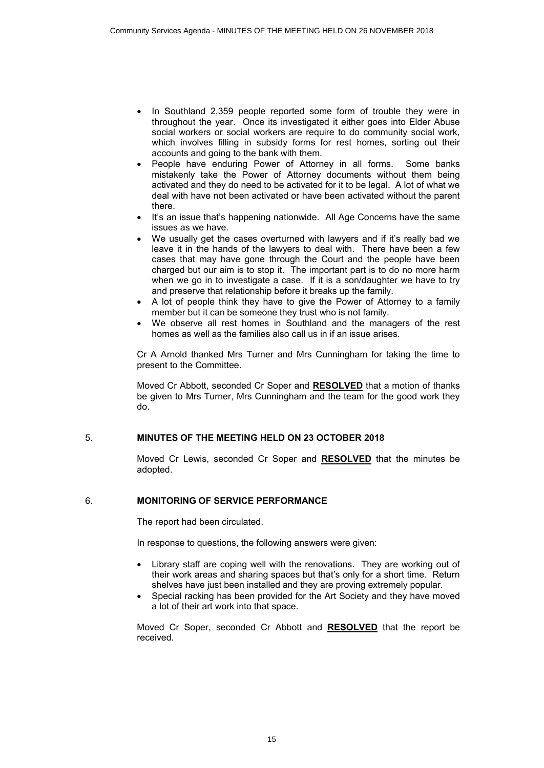- In Southland 2,359 people reported some form of trouble they were in throughout the year. Once its investigated it either goes into Elder Abuse social workers or social workers are require to do community social work, which involves filling in subsidy forms for rest homes, sorting out their accounts and going to the bank with them.
- People have enduring Power of Attorney in all forms. Some banks mistakenly take the Power of Attorney documents without them being activated and they do need to be activated for it to be legal. A lot of what we deal with have not been activated or have been activated without the parent there.
- It's an issue that's happening nationwide. All Age Concerns have the same issues as we have.
- We usually get the cases overturned with lawyers and if it's really bad we leave it in the hands of the lawyers to deal with. There have been a few cases that may have gone through the Court and the people have been charged but our aim is to stop it. The important part is to do no more harm when we go in to investigate a case. If it is a son/daughter we have to try and preserve that relationship before it breaks up the family.
- A lot of people think they have to give the Power of Attorney to a family member but it can be someone they trust who is not family.
- We observe all rest homes in Southland and the managers of the rest homes as well as the families also call us in if an issue arises.

Cr A Arnold thanked Mrs Turner and Mrs Cunningham for taking the time to present to the Committee.

Moved Cr Abbott, seconded Cr Soper and **RESOLVED** that a motion of thanks be given to Mrs Turner, Mrs Cunningham and the team for the good work they do.

## 5. MINUTES OF THE MEETING HELD ON 23 OCTOBER 2018

Moved Cr Lewis, seconded Cr Soper and **RESOLVED** that the minutes be adopted.

## 6. MONITORING OF SERVICE PERFORMANCE

The report had been circulated.

In response to questions, the following answers were given:

- Library staff are coping well with the renovations. They are working out of their work areas and sharing spaces but that's only for a short time. Return shelves have just been installed and they are proving extremely popular.
- Special racking has been provided for the Art Society and they have moved a lot of their art work into that space.

Moved Cr Soper, seconded Cr Abbott and **RESOLVED** that the report be received.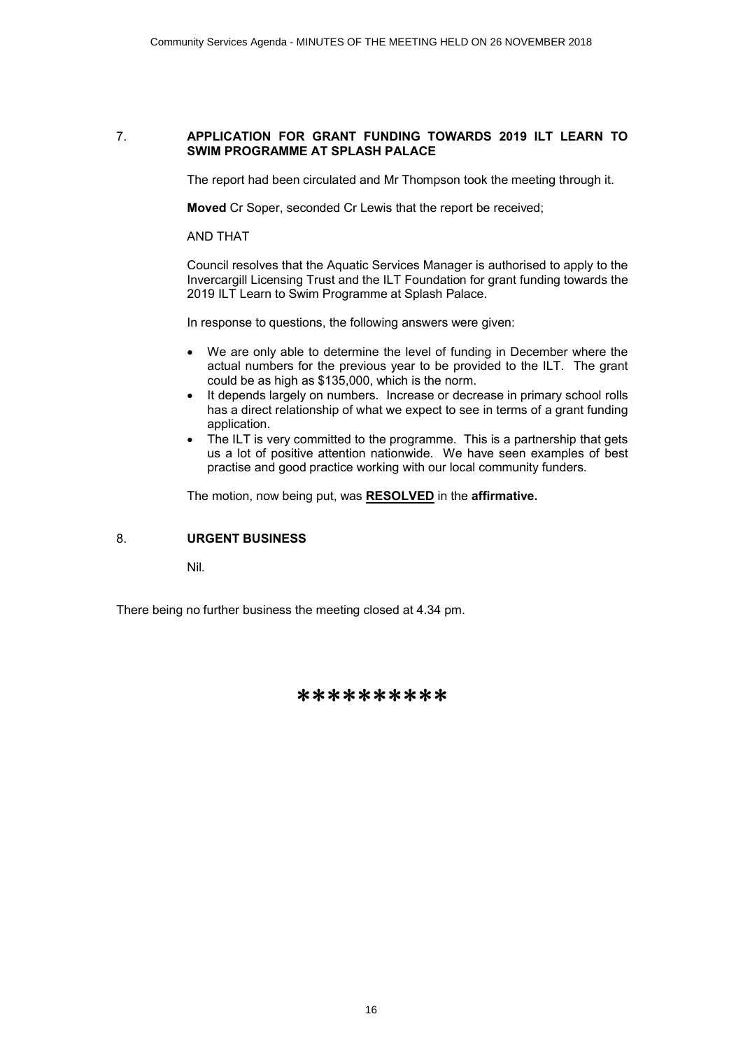## 7. APPLICATION FOR GRANT FUNDING TOWARDS 2019 ILT LEARN TO SWIM PROGRAMME AT SPLASH PALACE

The report had been circulated and Mr Thompson took the meeting through it.

**Moved** Cr Soper, seconded Cr Lewis that the report be received;

AND THAT

Council resolves that the Aquatic Services Manager is authorised to apply to the Invercargill Licensing Trust and the ILT Foundation for grant funding towards the 2019 ILT Learn to Swim Programme at Splash Palace.

In response to questions, the following answers were given:

- We are only able to determine the level of funding in December where the actual numbers for the previous year to be provided to the ILT. The grant could be as high as $135,000, which is the norm.
- It depends largely on numbers. Increase or decrease in primary school rolls has a direct relationship of what we expect to see in terms of a grant funding application.
- The ILT is very committed to the programme. This is a partnership that gets us a lot of positive attention nationwide. We have seen examples of best practise and good practice working with our local community funders.

The motion, now being put, was <u>**RESOLVED**</u> in the **affirmative.**

## 8. URGENT BUSINESS

Nil.

There being no further business the meeting closed at 4.34 pm.

**********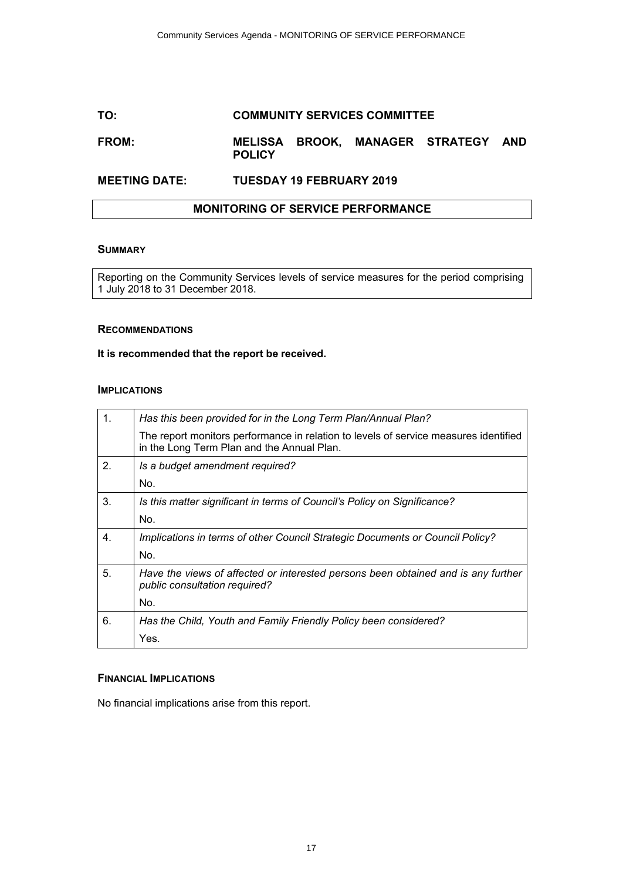**TO:** **COMMUNITY SERVICES COMMITTEE**

**FROM:** **MELISSA BROOK, MANAGER STRATEGY AND POLICY**

**MEETING DATE:** **TUESDAY 19 FEBRUARY 2019**

## MONITORING OF SERVICE PERFORMANCE

### SUMMARY

Reporting on the Community Services levels of service measures for the period comprising 1 July 2018 to 31 December 2018.

### RECOMMENDATIONS

**It is recommended that the report be received.**

### IMPLICATIONS

| | |
|---|---|
| 1. | *Has this been provided for in the Long Term Plan/Annual Plan?*<br>The report monitors performance in relation to levels of service measures identified in the Long Term Plan and the Annual Plan. |
| 2. | *Is a budget amendment required?*<br>No. |
| 3. | *Is this matter significant in terms of Council's Policy on Significance?*<br>No. |
| 4. | *Implications in terms of other Council Strategic Documents or Council Policy?*<br>No. |
| 5. | *Have the views of affected or interested persons been obtained and is any further public consultation required?*<br>No. |
| 6. | *Has the Child, Youth and Family Friendly Policy been considered?*<br>Yes. |

### FINANCIAL IMPLICATIONS

No financial implications arise from this report.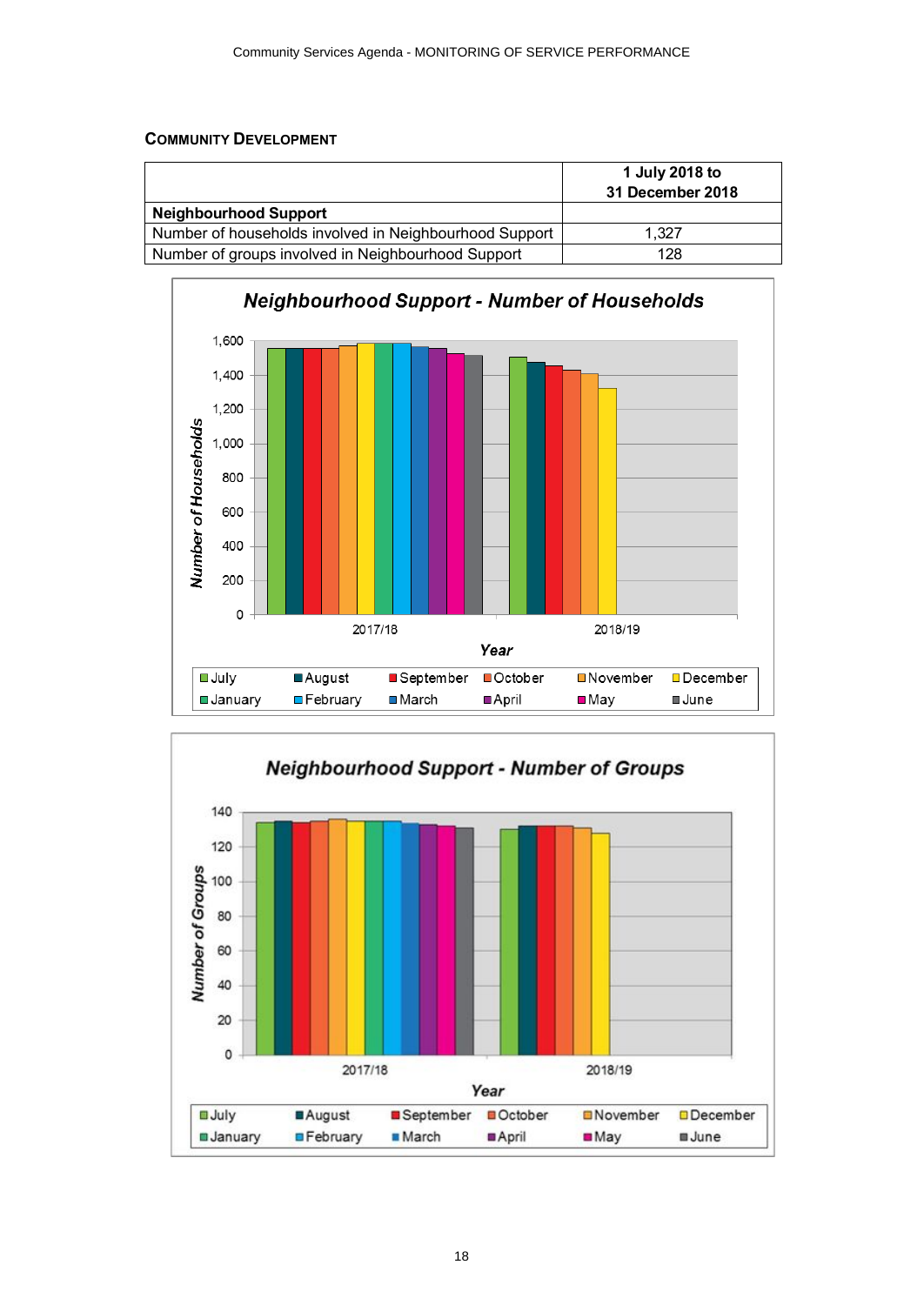### COMMUNITY DEVELOPMENT

| | 1 July 2018 to 31 December 2018 |
|---|---|
| **Neighbourhood Support** | |
| Number of households involved in Neighbourhood Support | 1,327 |
| Number of groups involved in Neighbourhood Support | 128 |

**Neighbourhood Support - Number of Households**

Number of Households: 0, 200, 400, 600, 800, 1,000, 1,200, 1,400, 1,600

Year: 2017/18, 2018/19

July, August, September, October, November, December, January, February, March, April, May, June

**Neighbourhood Support - Number of Groups**

Number of Groups: 0, 20, 40, 60, 80, 100, 120, 140

Year: 2017/18, 2018/19

July, August, September, October, November, December, January, February, March, April, May, June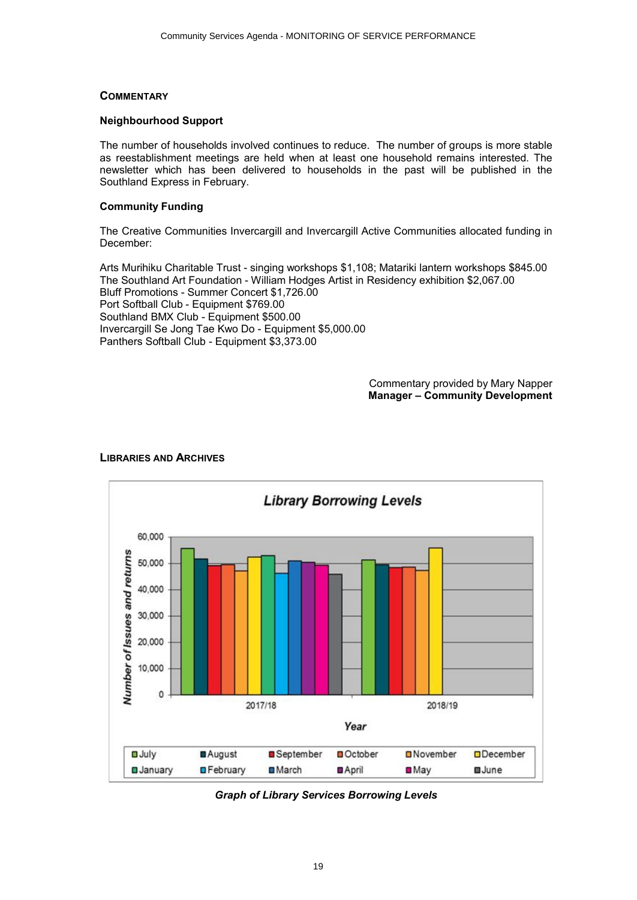## Commentary

### Neighbourhood Support

The number of households involved continues to reduce. The number of groups is more stable as reestablishment meetings are held when at least one household remains interested. The newsletter which has been delivered to households in the past will be published in the Southland Express in February.

### Community Funding

The Creative Communities Invercargill and Invercargill Active Communities allocated funding in December:

Arts Murihiku Charitable Trust - singing workshops $1,108; Matariki lantern workshops $845.00
The Southland Art Foundation - William Hodges Artist in Residency exhibition $2,067.00
Bluff Promotions - Summer Concert $1,726.00
Port Softball Club - Equipment $769.00
Southland BMX Club - Equipment $500.00
Invercargill Se Jong Tae Kwo Do - Equipment $5,000.00
Panthers Softball Club - Equipment $3,373.00

Commentary provided by Mary Napper
**Manager – Community Development**

## Libraries and Archives

*Graph of Library Services Borrowing Levels*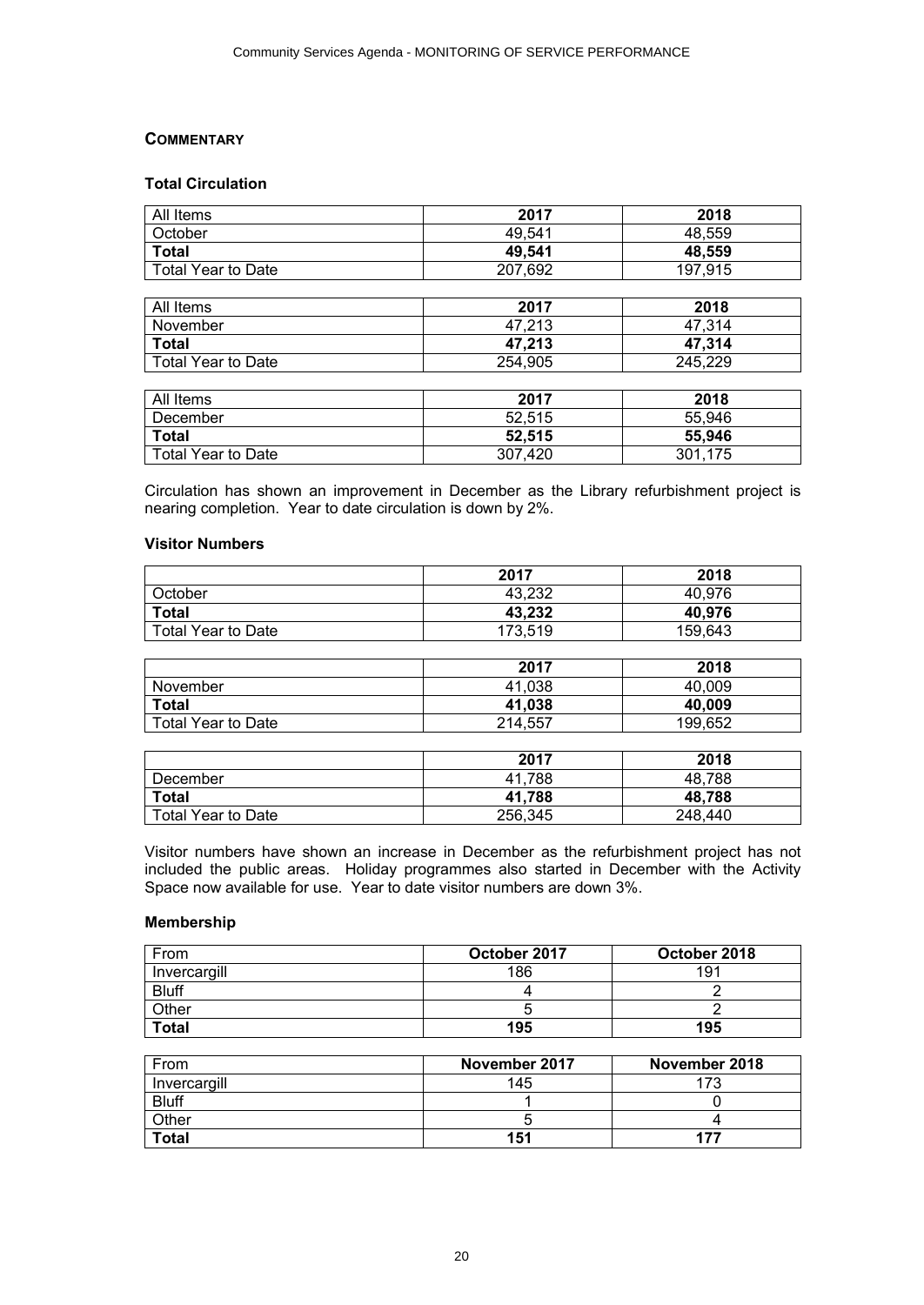## COMMENTARY

### Total Circulation

| All Items | 2017 | 2018 |
|---|---|---|
| October | 49,541 | 48,559 |
| **Total** | **49,541** | **48,559** |
| Total Year to Date | 207,692 | 197,915 |

| All Items | 2017 | 2018 |
|---|---|---|
| November | 47,213 | 47,314 |
| **Total** | **47,213** | **47,314** |
| Total Year to Date | 254,905 | 245,229 |

| All Items | 2017 | 2018 |
|---|---|---|
| December | 52,515 | 55,946 |
| **Total** | **52,515** | **55,946** |
| Total Year to Date | 307,420 | 301,175 |

Circulation has shown an improvement in December as the Library refurbishment project is nearing completion. Year to date circulation is down by 2%.

### Visitor Numbers

| | 2017 | 2018 |
|---|---|---|
| October | 43,232 | 40,976 |
| **Total** | **43,232** | **40,976** |
| Total Year to Date | 173,519 | 159,643 |

| | 2017 | 2018 |
|---|---|---|
| November | 41,038 | 40,009 |
| **Total** | **41,038** | **40,009** |
| Total Year to Date | 214,557 | 199,652 |

| | 2017 | 2018 |
|---|---|---|
| December | 41,788 | 48,788 |
| **Total** | **41,788** | **48,788** |
| Total Year to Date | 256,345 | 248,440 |

Visitor numbers have shown an increase in December as the refurbishment project has not included the public areas. Holiday programmes also started in December with the Activity Space now available for use. Year to date visitor numbers are down 3%.

### Membership

| From | October 2017 | October 2018 |
|---|---|---|
| Invercargill | 186 | 191 |
| Bluff | 4 | 2 |
| Other | 5 | 2 |
| **Total** | **195** | **195** |

| From | November 2017 | November 2018 |
|---|---|---|
| Invercargill | 145 | 173 |
| Bluff | 1 | 0 |
| Other | 5 | 4 |
| **Total** | **151** | **177** |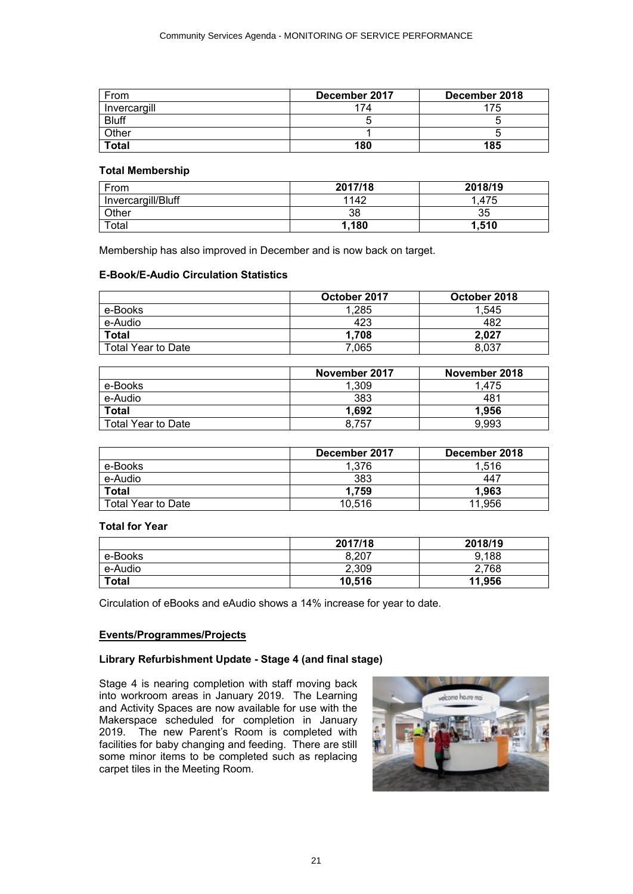| From | December 2017 | December 2018 |
|---|---|---|
| Invercargill | 174 | 175 |
| Bluff | 5 | 5 |
| Other | 1 | 5 |
| **Total** | **180** | **185** |

**Total Membership**

| From | 2017/18 | 2018/19 |
|---|---|---|
| Invercargill/Bluff | 1142 | 1,475 |
| Other | 38 | 35 |
| Total | **1,180** | **1,510** |

Membership has also improved in December and is now back on target.

**E-Book/E-Audio Circulation Statistics**

| | October 2017 | October 2018 |
|---|---|---|
| e-Books | 1,285 | 1,545 |
| e-Audio | 423 | 482 |
| **Total** | **1,708** | **2,027** |
| Total Year to Date | 7,065 | 8,037 |

| | November 2017 | November 2018 |
|---|---|---|
| e-Books | 1,309 | 1,475 |
| e-Audio | 383 | 481 |
| **Total** | **1,692** | **1,956** |
| Total Year to Date | 8,757 | 9,993 |

| | December 2017 | December 2018 |
|---|---|---|
| e-Books | 1,376 | 1,516 |
| e-Audio | 383 | 447 |
| **Total** | **1,759** | **1,963** |
| Total Year to Date | 10,516 | 11,956 |

**Total for Year**

| | 2017/18 | 2018/19 |
|---|---|---|
| e-Books | 8,207 | 9,188 |
| e-Audio | 2,309 | 2,768 |
| **Total** | **10,516** | **11,956** |

Circulation of eBooks and eAudio shows a 14% increase for year to date.

**Events/Programmes/Projects**

**Library Refurbishment Update - Stage 4 (and final stage)**

Stage 4 is nearing completion with staff moving back into workroom areas in January 2019. The Learning and Activity Spaces are now available for use with the Makerspace scheduled for completion in January 2019. The new Parent's Room is completed with facilities for baby changing and feeding. There are still some minor items to be completed such as replacing carpet tiles in the Meeting Room.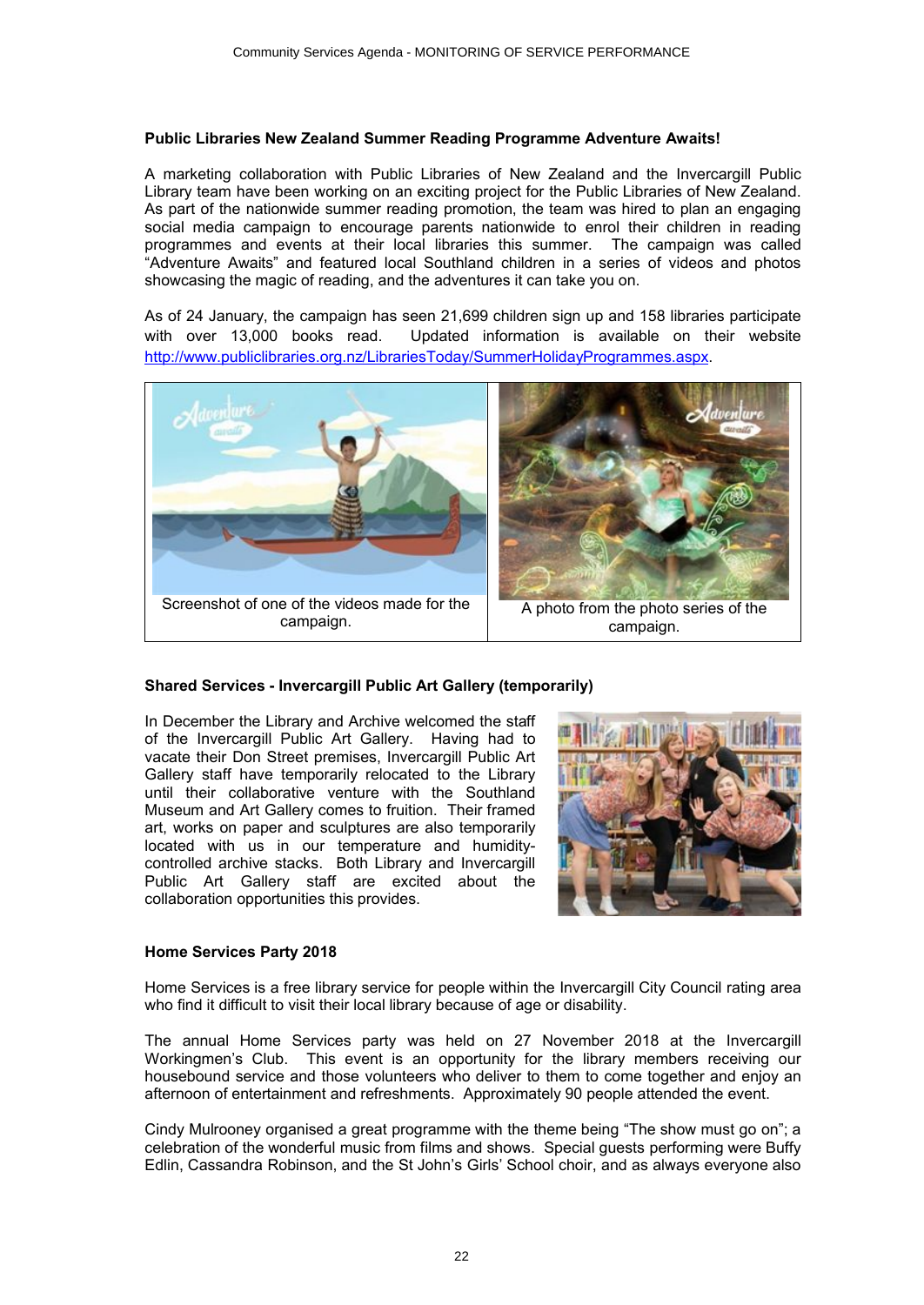### Public Libraries New Zealand Summer Reading Programme Adventure Awaits!

A marketing collaboration with Public Libraries of New Zealand and the Invercargill Public Library team have been working on an exciting project for the Public Libraries of New Zealand. As part of the nationwide summer reading promotion, the team was hired to plan an engaging social media campaign to encourage parents nationwide to enrol their children in reading programmes and events at their local libraries this summer. The campaign was called "Adventure Awaits" and featured local Southland children in a series of videos and photos showcasing the magic of reading, and the adventures it can take you on.

As of 24 January, the campaign has seen 21,699 children sign up and 158 libraries participate with over 13,000 books read. Updated information is available on their website http://www.publiclibraries.org.nz/LibrariesToday/SummerHolidayProgrammes.aspx.

| Screenshot of one of the videos made for the campaign. | A photo from the photo series of the campaign. |
| --- | --- |

### Shared Services - Invercargill Public Art Gallery (temporarily)

In December the Library and Archive welcomed the staff of the Invercargill Public Art Gallery. Having had to vacate their Don Street premises, Invercargill Public Art Gallery staff have temporarily relocated to the Library until their collaborative venture with the Southland Museum and Art Gallery comes to fruition. Their framed art, works on paper and sculptures are also temporarily located with us in our temperature and humidity-controlled archive stacks. Both Library and Invercargill Public Art Gallery staff are excited about the collaboration opportunities this provides.

### Home Services Party 2018

Home Services is a free library service for people within the Invercargill City Council rating area who find it difficult to visit their local library because of age or disability.

The annual Home Services party was held on 27 November 2018 at the Invercargill Workingmen's Club. This event is an opportunity for the library members receiving our housebound service and those volunteers who deliver to them to come together and enjoy an afternoon of entertainment and refreshments. Approximately 90 people attended the event.

Cindy Mulrooney organised a great programme with the theme being "The show must go on"; a celebration of the wonderful music from films and shows. Special guests performing were Buffy Edlin, Cassandra Robinson, and the St John's Girls' School choir, and as always everyone also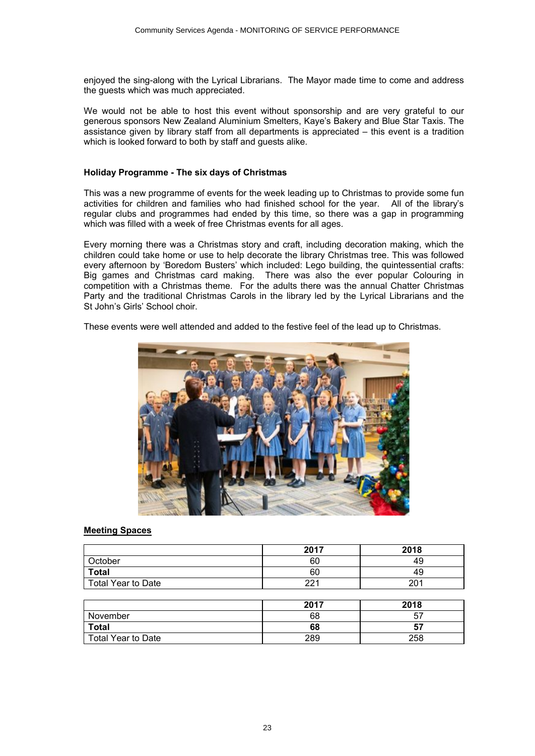enjoyed the sing-along with the Lyrical Librarians. The Mayor made time to come and address the guests which was much appreciated.

We would not be able to host this event without sponsorship and are very grateful to our generous sponsors New Zealand Aluminium Smelters, Kaye's Bakery and Blue Star Taxis. The assistance given by library staff from all departments is appreciated – this event is a tradition which is looked forward to both by staff and guests alike.

**Holiday Programme - The six days of Christmas**

This was a new programme of events for the week leading up to Christmas to provide some fun activities for children and families who had finished school for the year. All of the library's regular clubs and programmes had ended by this time, so there was a gap in programming which was filled with a week of free Christmas events for all ages.

Every morning there was a Christmas story and craft, including decoration making, which the children could take home or use to help decorate the library Christmas tree. This was followed every afternoon by 'Boredom Busters' which included: Lego building, the quintessential crafts: Big games and Christmas card making. There was also the ever popular Colouring in competition with a Christmas theme. For the adults there was the annual Chatter Christmas Party and the traditional Christmas Carols in the library led by the Lyrical Librarians and the St John's Girls' School choir.

These events were well attended and added to the festive feel of the lead up to Christmas.

## Meeting Spaces

| | 2017 | 2018 |
|---|---|---|
| October | 60 | 49 |
| **Total** | 60 | 49 |
| Total Year to Date | 221 | 201 |

| | 2017 | 2018 |
|---|---|---|
| November | 68 | 57 |
| **Total** | **68** | **57** |
| Total Year to Date | 289 | 258 |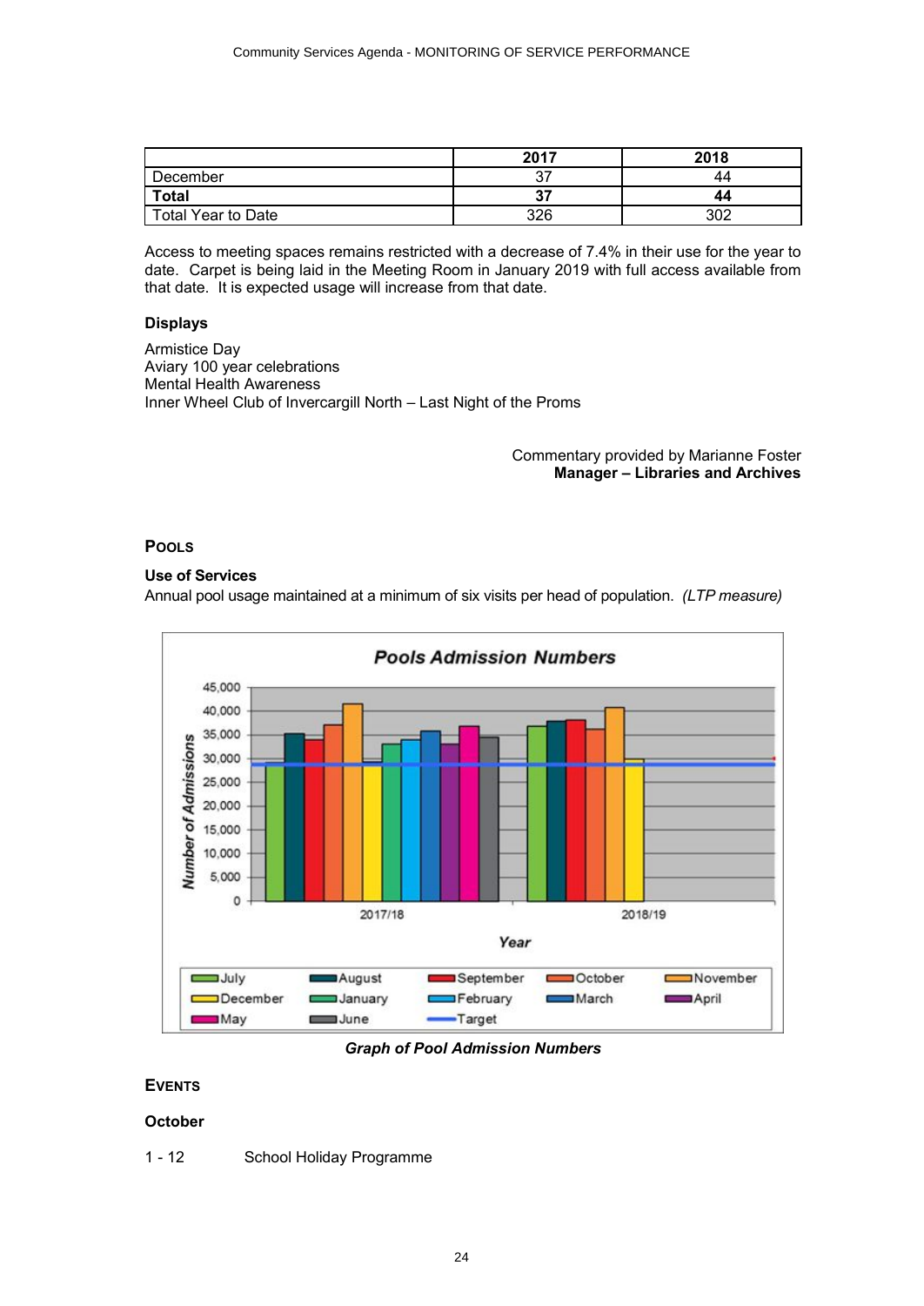| | 2017 | 2018 |
|---|---|---|
| December | 37 | 44 |
| **Total** | **37** | **44** |
| Total Year to Date | 326 | 302 |

Access to meeting spaces remains restricted with a decrease of 7.4% in their use for the year to date. Carpet is being laid in the Meeting Room in January 2019 with full access available from that date. It is expected usage will increase from that date.

### Displays

Armistice Day
Aviary 100 year celebrations
Mental Health Awareness
Inner Wheel Club of Invercargill North – Last Night of the Proms

Commentary provided by Marianne Foster
**Manager – Libraries and Archives**

## POOLS

### Use of Services

Annual pool usage maintained at a minimum of six visits per head of population. *(LTP measure)*

***Graph of Pool Admission Numbers***

## EVENTS

### October

1 - 12 School Holiday Programme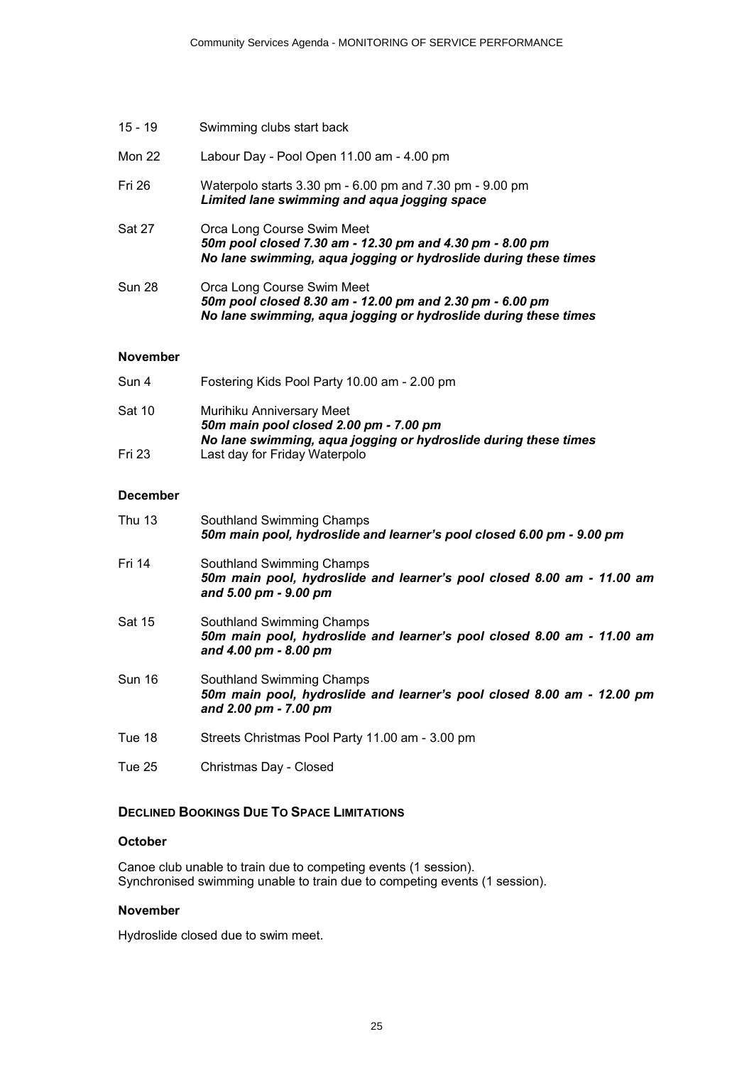15 - 19 Swimming clubs start back

Mon 22 Labour Day - Pool Open 11.00 am - 4.00 pm

Fri 26 Waterpolo starts 3.30 pm - 6.00 pm and 7.30 pm - 9.00 pm
***Limited lane swimming and aqua jogging space***

Sat 27 Orca Long Course Swim Meet
***50m pool closed 7.30 am - 12.30 pm and 4.30 pm - 8.00 pm***
***No lane swimming, aqua jogging or hydroslide during these times***

Sun 28 Orca Long Course Swim Meet
***50m pool closed 8.30 am - 12.00 pm and 2.30 pm - 6.00 pm***
***No lane swimming, aqua jogging or hydroslide during these times***

**November**

Sun 4 Fostering Kids Pool Party 10.00 am - 2.00 pm

Sat 10 Murihiku Anniversary Meet
***50m main pool closed 2.00 pm - 7.00 pm***
***No lane swimming, aqua jogging or hydroslide during these times***

Fri 23 Last day for Friday Waterpolo

**December**

Thu 13 Southland Swimming Champs
***50m main pool, hydroslide and learner's pool closed 6.00 pm - 9.00 pm***

Fri 14 Southland Swimming Champs
***50m main pool, hydroslide and learner's pool closed 8.00 am - 11.00 am and 5.00 pm - 9.00 pm***

Sat 15 Southland Swimming Champs
***50m main pool, hydroslide and learner's pool closed 8.00 am - 11.00 am and 4.00 pm - 8.00 pm***

Sun 16 Southland Swimming Champs
***50m main pool, hydroslide and learner's pool closed 8.00 am - 12.00 pm and 2.00 pm - 7.00 pm***

Tue 18 Streets Christmas Pool Party 11.00 am - 3.00 pm

Tue 25 Christmas Day - Closed

## DECLINED BOOKINGS DUE TO SPACE LIMITATIONS

**October**

Canoe club unable to train due to competing events (1 session).
Synchronised swimming unable to train due to competing events (1 session).

**November**

Hydroslide closed due to swim meet.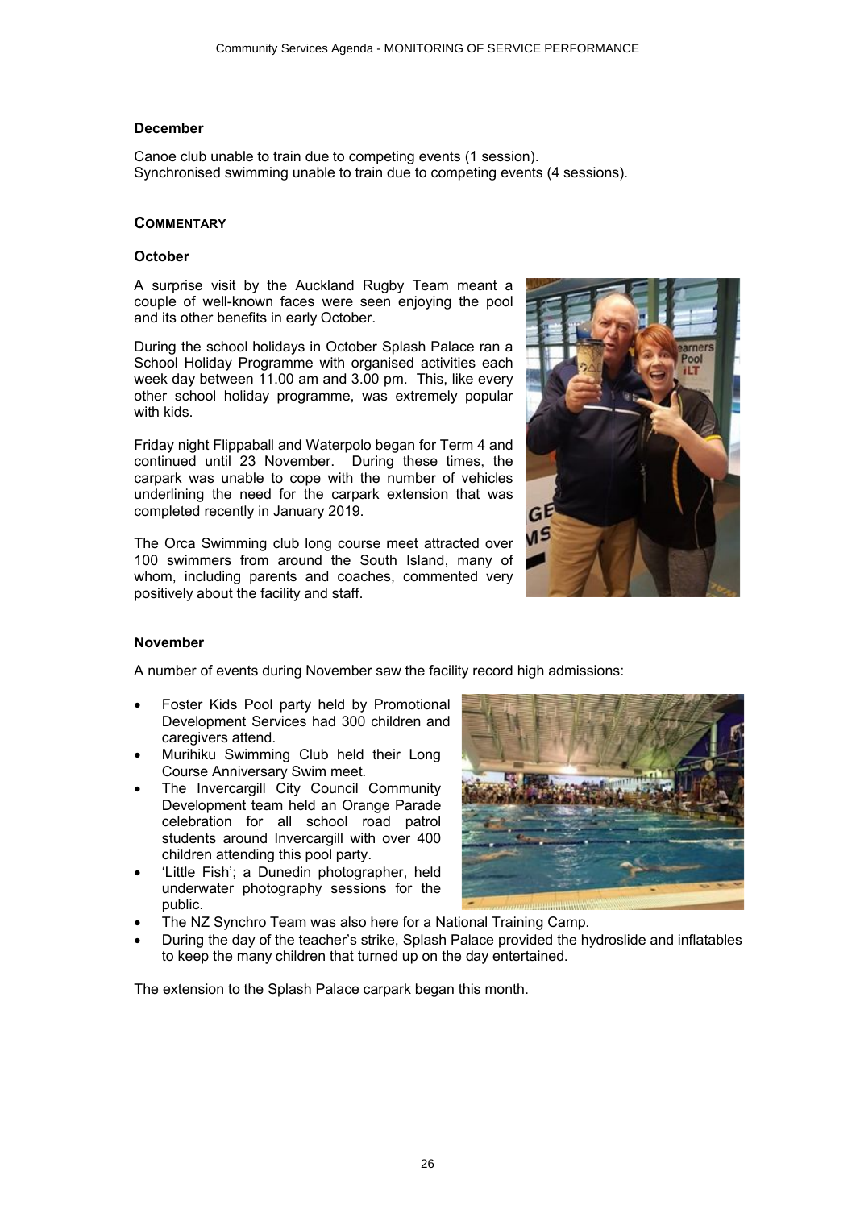### December

Canoe club unable to train due to competing events (1 session).
Synchronised swimming unable to train due to competing events (4 sessions).

### COMMENTARY

### October

A surprise visit by the Auckland Rugby Team meant a couple of well-known faces were seen enjoying the pool and its other benefits in early October.

During the school holidays in October Splash Palace ran a School Holiday Programme with organised activities each week day between 11.00 am and 3.00 pm. This, like every other school holiday programme, was extremely popular with kids.

Friday night Flippaball and Waterpolo began for Term 4 and continued until 23 November. During these times, the carpark was unable to cope with the number of vehicles underlining the need for the carpark extension that was completed recently in January 2019.

The Orca Swimming club long course meet attracted over 100 swimmers from around the South Island, many of whom, including parents and coaches, commented very positively about the facility and staff.

### November

A number of events during November saw the facility record high admissions:

- Foster Kids Pool party held by Promotional Development Services had 300 children and caregivers attend.
- Murihiku Swimming Club held their Long Course Anniversary Swim meet.
- The Invercargill City Council Community Development team held an Orange Parade celebration for all school road patrol students around Invercargill with over 400 children attending this pool party.
- 'Little Fish'; a Dunedin photographer, held underwater photography sessions for the public.
- The NZ Synchro Team was also here for a National Training Camp.
- During the day of the teacher's strike, Splash Palace provided the hydroslide and inflatables to keep the many children that turned up on the day entertained.

The extension to the Splash Palace carpark began this month.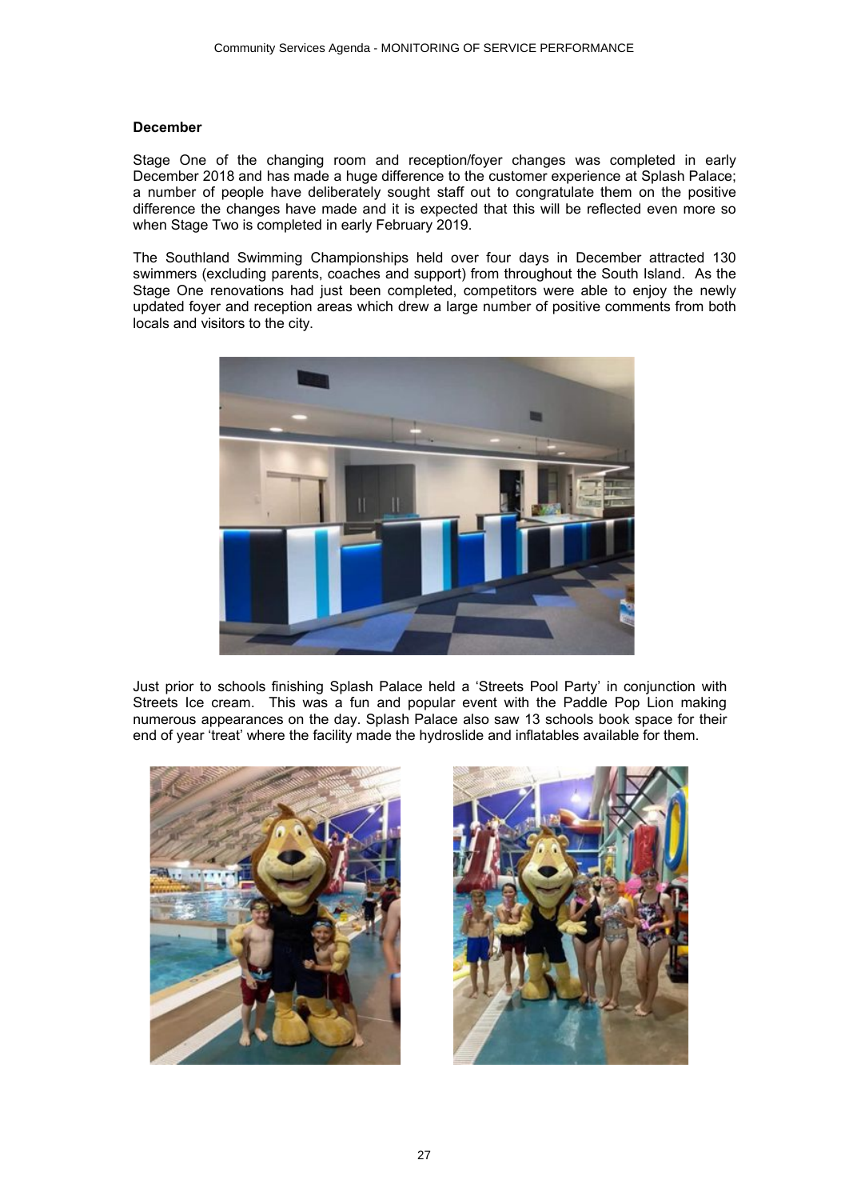**December**

Stage One of the changing room and reception/foyer changes was completed in early December 2018 and has made a huge difference to the customer experience at Splash Palace; a number of people have deliberately sought staff out to congratulate them on the positive difference the changes have made and it is expected that this will be reflected even more so when Stage Two is completed in early February 2019.

The Southland Swimming Championships held over four days in December attracted 130 swimmers (excluding parents, coaches and support) from throughout the South Island. As the Stage One renovations had just been completed, competitors were able to enjoy the newly updated foyer and reception areas which drew a large number of positive comments from both locals and visitors to the city.

Just prior to schools finishing Splash Palace held a 'Streets Pool Party' in conjunction with Streets Ice cream. This was a fun and popular event with the Paddle Pop Lion making numerous appearances on the day. Splash Palace also saw 13 schools book space for their end of year 'treat' where the facility made the hydroslide and inflatables available for them.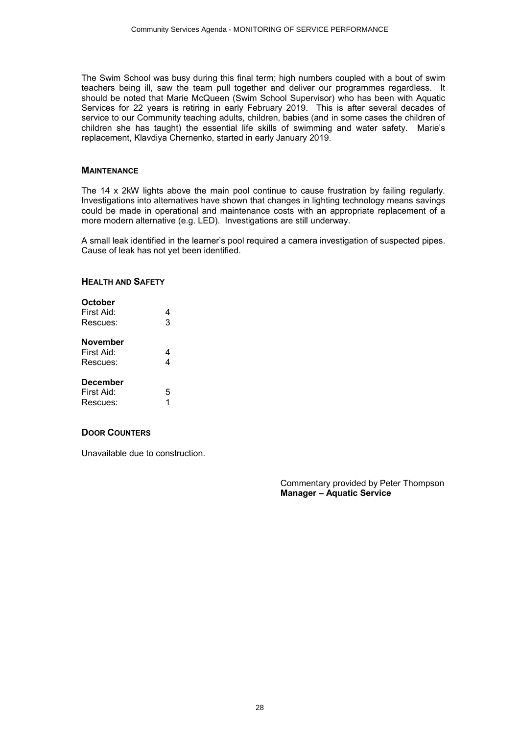The Swim School was busy during this final term; high numbers coupled with a bout of swim teachers being ill, saw the team pull together and deliver our programmes regardless. It should be noted that Marie McQueen (Swim School Supervisor) who has been with Aquatic Services for 22 years is retiring in early February 2019. This is after several decades of service to our Community teaching adults, children, babies (and in some cases the children of children she has taught) the essential life skills of swimming and water safety. Marie's replacement, Klavdiya Chernenko, started in early January 2019.

## MAINTENANCE

The 14 x 2kW lights above the main pool continue to cause frustration by failing regularly. Investigations into alternatives have shown that changes in lighting technology means savings could be made in operational and maintenance costs with an appropriate replacement of a more modern alternative (e.g. LED). Investigations are still underway.

A small leak identified in the learner's pool required a camera investigation of suspected pipes. Cause of leak has not yet been identified.

## HEALTH AND SAFETY

**October**
First Aid: 4
Rescues: 3

**November**
First Aid: 4
Rescues: 4

**December**
First Aid: 5
Rescues: 1

## DOOR COUNTERS

Unavailable due to construction.

Commentary provided by Peter Thompson
**Manager – Aquatic Service**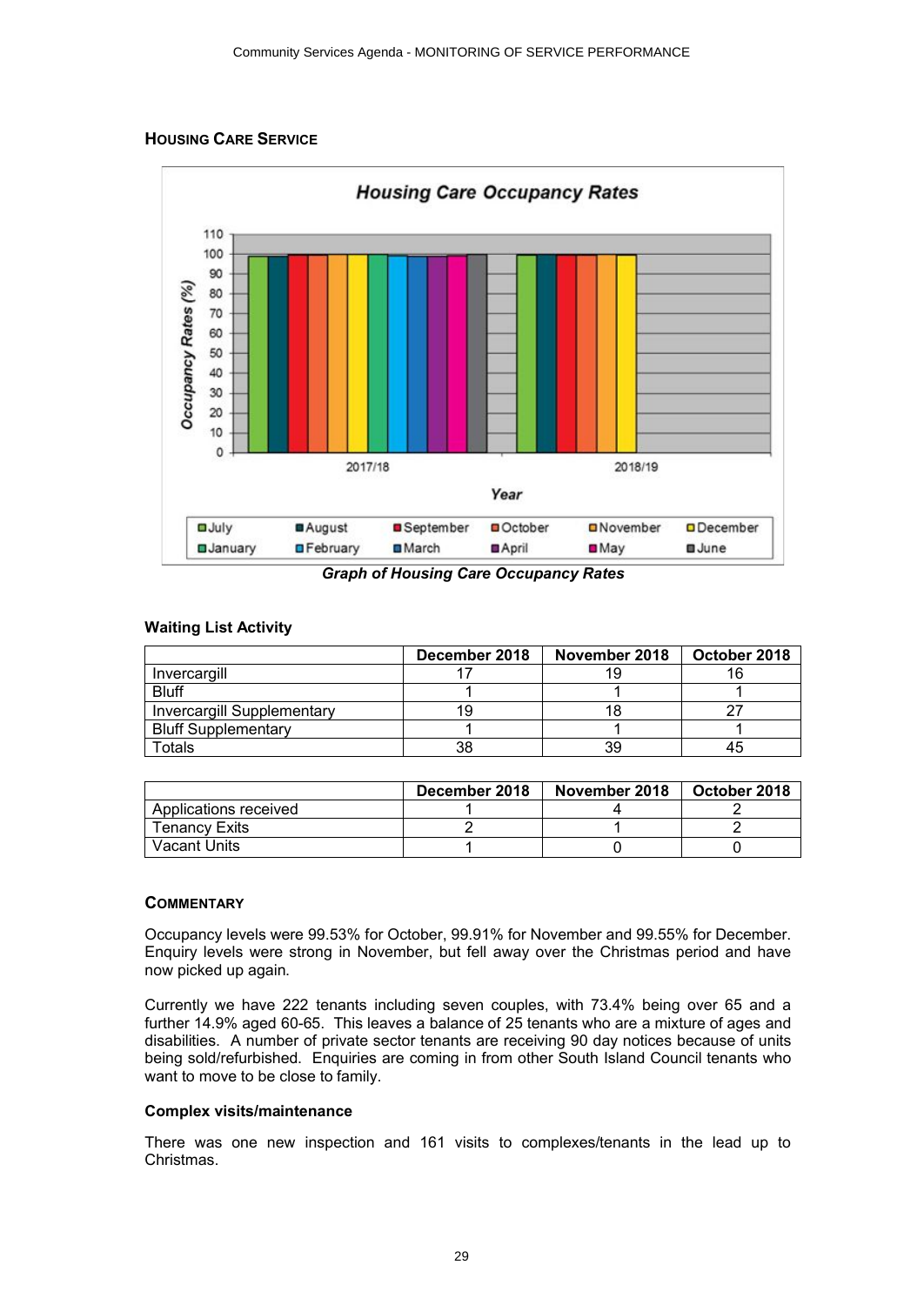## HOUSING CARE SERVICE

**Graph of Housing Care Occupancy Rates**

### Waiting List Activity

| | December 2018 | November 2018 | October 2018 |
|---|---|---|---|
| Invercargill | 17 | 19 | 16 |
| Bluff | 1 | 1 | 1 |
| Invercargill Supplementary | 19 | 18 | 27 |
| Bluff Supplementary | 1 | 1 | 1 |
| Totals | 38 | 39 | 45 |

| | December 2018 | November 2018 | October 2018 |
|---|---|---|---|
| Applications received | 1 | 4 | 2 |
| Tenancy Exits | 2 | 1 | 2 |
| Vacant Units | 1 | 0 | 0 |

### COMMENTARY

Occupancy levels were 99.53% for October, 99.91% for November and 99.55% for December. Enquiry levels were strong in November, but fell away over the Christmas period and have now picked up again.

Currently we have 222 tenants including seven couples, with 73.4% being over 65 and a further 14.9% aged 60-65. This leaves a balance of 25 tenants who are a mixture of ages and disabilities. A number of private sector tenants are receiving 90 day notices because of units being sold/refurbished. Enquiries are coming in from other South Island Council tenants who want to move to be close to family.

**Complex visits/maintenance**

There was one new inspection and 161 visits to complexes/tenants in the lead up to Christmas.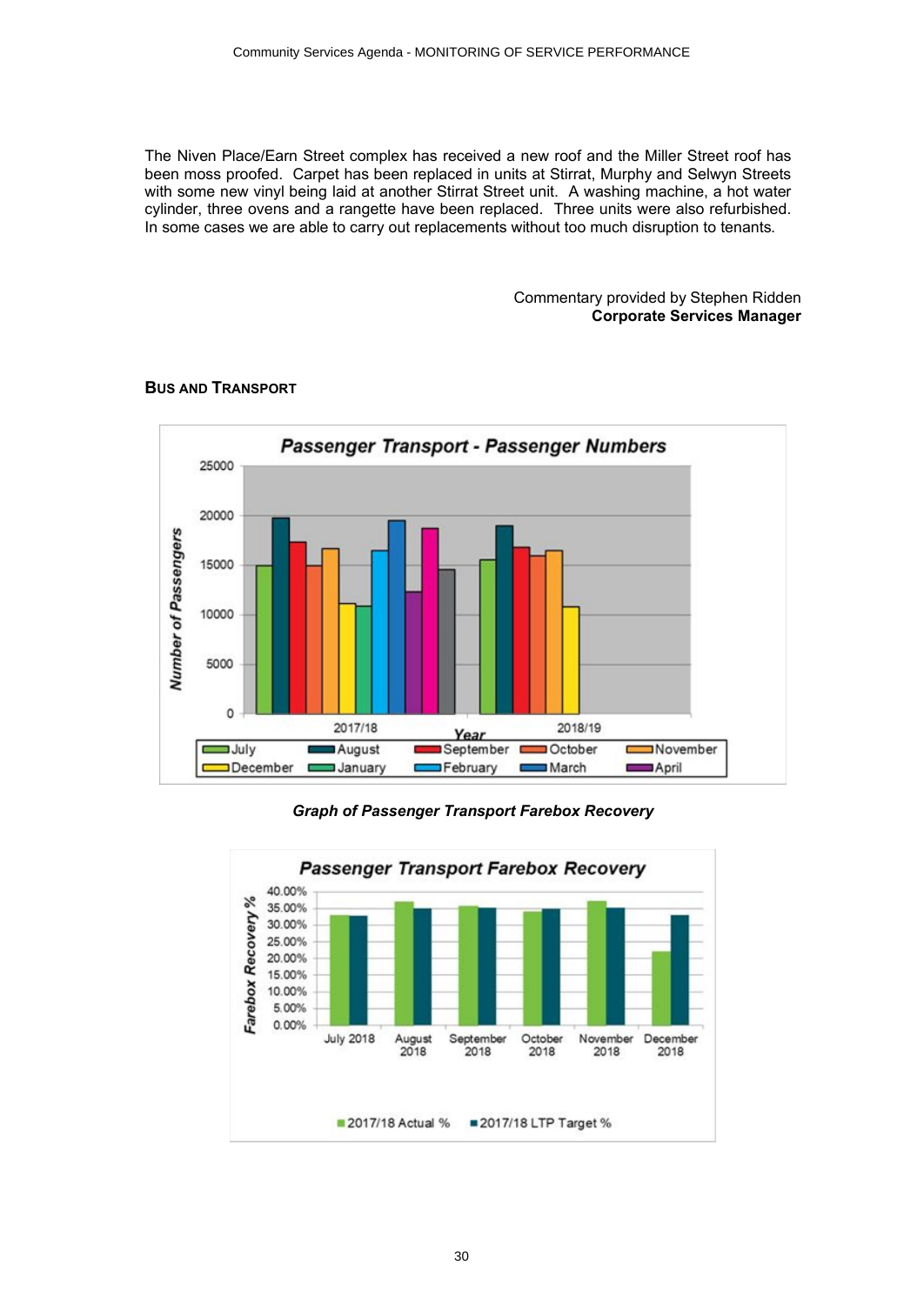The Niven Place/Earn Street complex has received a new roof and the Miller Street roof has been moss proofed. Carpet has been replaced in units at Stirrat, Murphy and Selwyn Streets with some new vinyl being laid at another Stirrat Street unit. A washing machine, a hot water cylinder, three ovens and a rangette have been replaced. Three units were also refurbished. In some cases we are able to carry out replacements without too much disruption to tenants.

Commentary provided by Stephen Ridden
**Corporate Services Manager**

## Bus and Transport

***Graph of Passenger Transport Farebox Recovery***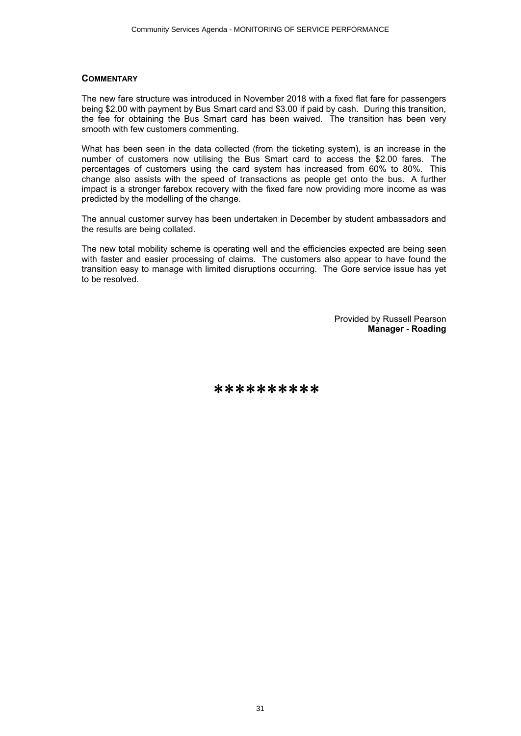### COMMENTARY

The new fare structure was introduced in November 2018 with a fixed flat fare for passengers being $2.00 with payment by Bus Smart card and $3.00 if paid by cash. During this transition, the fee for obtaining the Bus Smart card has been waived. The transition has been very smooth with few customers commenting.

What has been seen in the data collected (from the ticketing system), is an increase in the number of customers now utilising the Bus Smart card to access the $2.00 fares. The percentages of customers using the card system has increased from 60% to 80%. This change also assists with the speed of transactions as people get onto the bus. A further impact is a stronger farebox recovery with the fixed fare now providing more income as was predicted by the modelling of the change.

The annual customer survey has been undertaken in December by student ambassadors and the results are being collated.

The new total mobility scheme is operating well and the efficiencies expected are being seen with faster and easier processing of claims. The customers also appear to have found the transition easy to manage with limited disruptions occurring. The Gore service issue has yet to be resolved.

Provided by Russell Pearson
**Manager - Roading**

**********